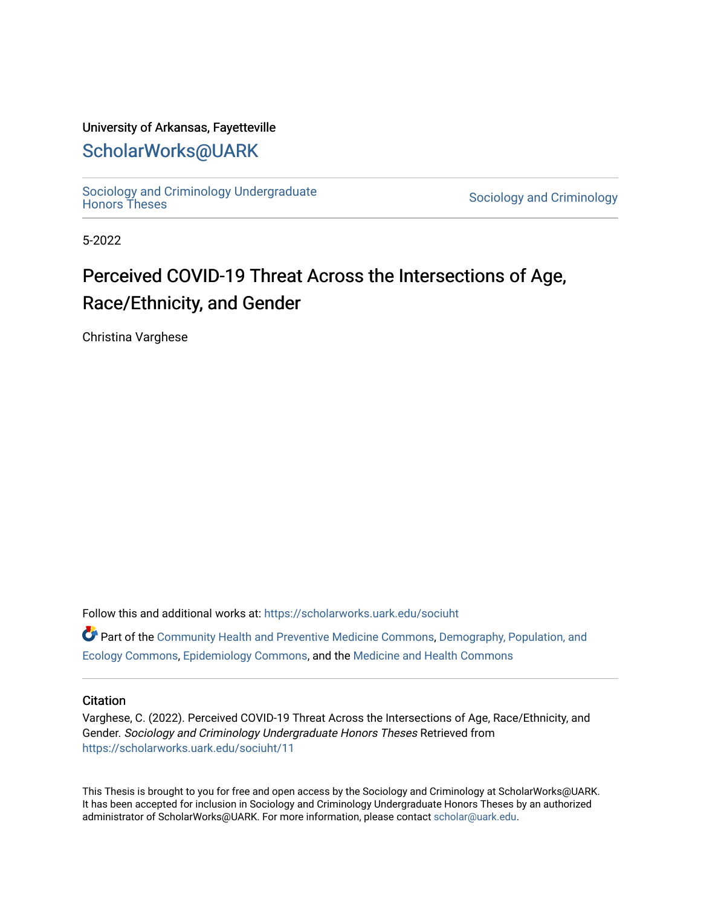University of Arkansas, Fayetteville

# ScholarWorks@UARK

Sociology and Criminology Undergraduate Honors Theses

Sociology and Criminology

5-2022

# Perceived COVID-19 Threat Across the Intersections of Age, Race/Ethnicity, and Gender

Christina Varghese

Follow this and additional works at: https://scholarworks.uark.edu/sociuht

Part of the Community Health and Preventive Medicine Commons, Demography, Population, and Ecology Commons, Epidemiology Commons, and the Medicine and Health Commons

## Citation

Varghese, C. (2022). Perceived COVID-19 Threat Across the Intersections of Age, Race/Ethnicity, and Gender. *Sociology and Criminology Undergraduate Honors Theses* Retrieved from https://scholarworks.uark.edu/sociuht/11

This Thesis is brought to you for free and open access by the Sociology and Criminology at ScholarWorks@UARK. It has been accepted for inclusion in Sociology and Criminology Undergraduate Honors Theses by an authorized administrator of ScholarWorks@UARK. For more information, please contact scholar@uark.edu.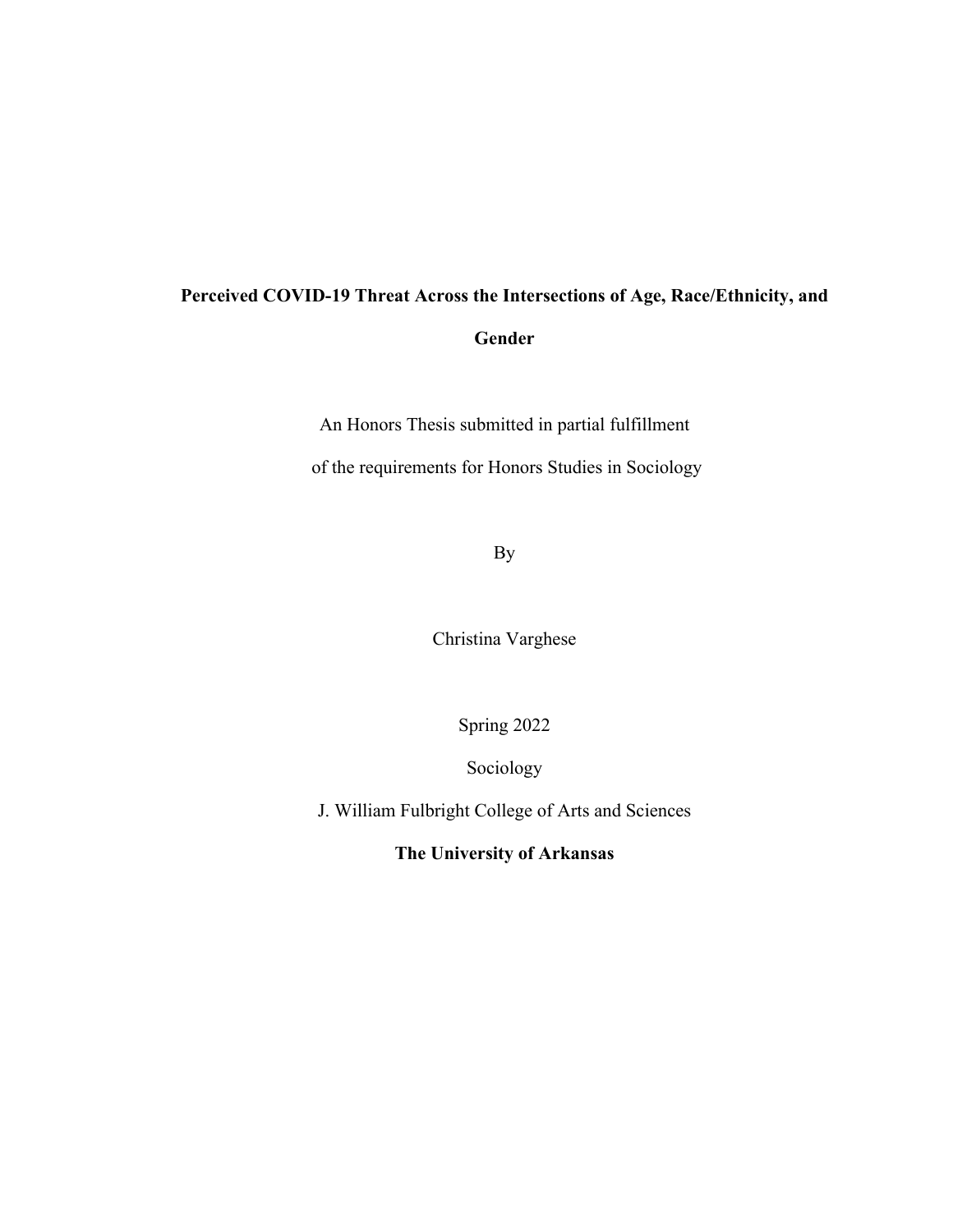**Perceived COVID-19 Threat Across the Intersections of Age, Race/Ethnicity, and Gender**

An Honors Thesis submitted in partial fulfillment

of the requirements for Honors Studies in Sociology

By

Christina Varghese

Spring 2022

Sociology

J. William Fulbright College of Arts and Sciences

**The University of Arkansas**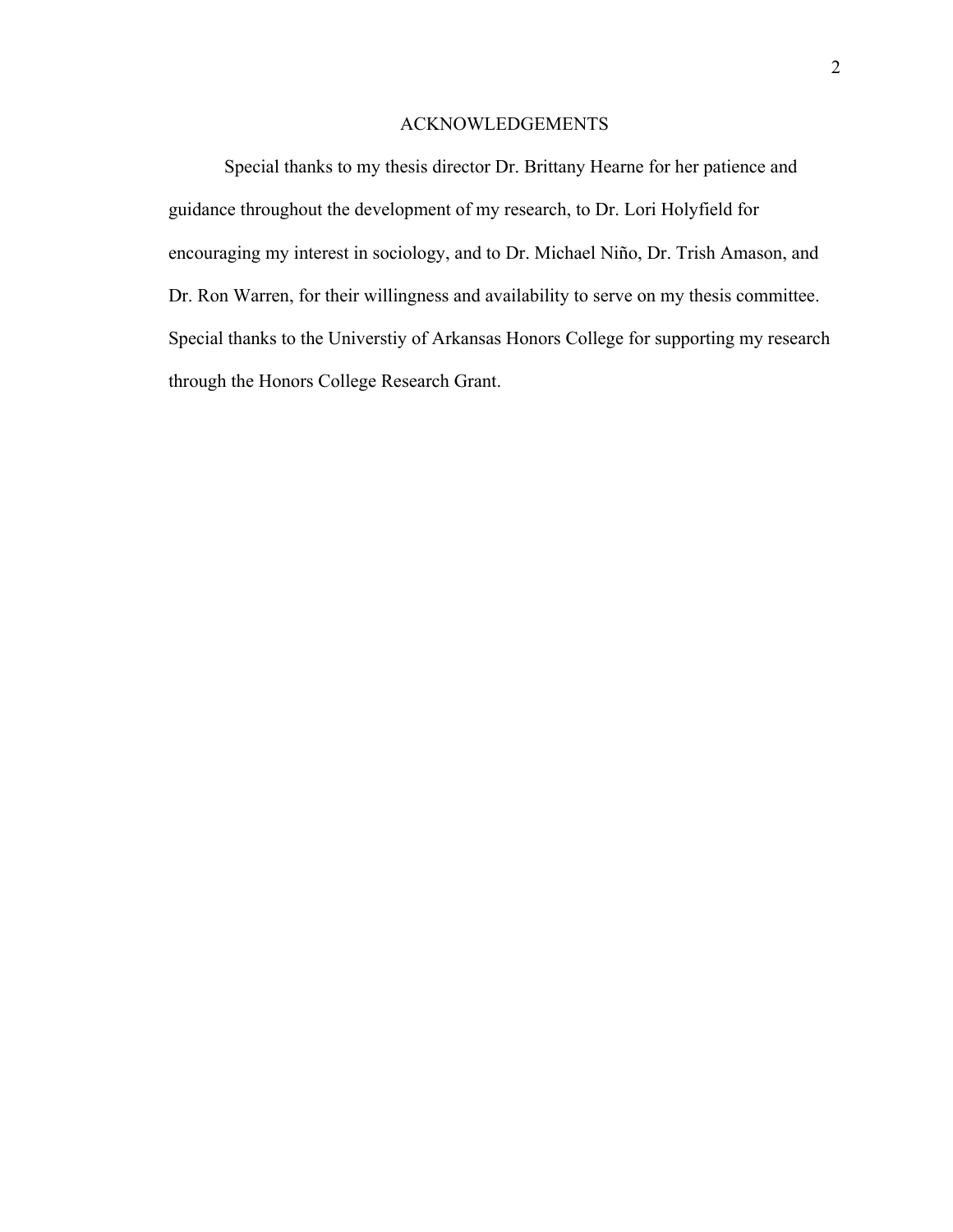# ACKNOWLEDGEMENTS

Special thanks to my thesis director Dr. Brittany Hearne for her patience and guidance throughout the development of my research, to Dr. Lori Holyfield for encouraging my interest in sociology, and to Dr. Michael Niño, Dr. Trish Amason, and Dr. Ron Warren, for their willingness and availability to serve on my thesis committee. Special thanks to the Universtiy of Arkansas Honors College for supporting my research through the Honors College Research Grant.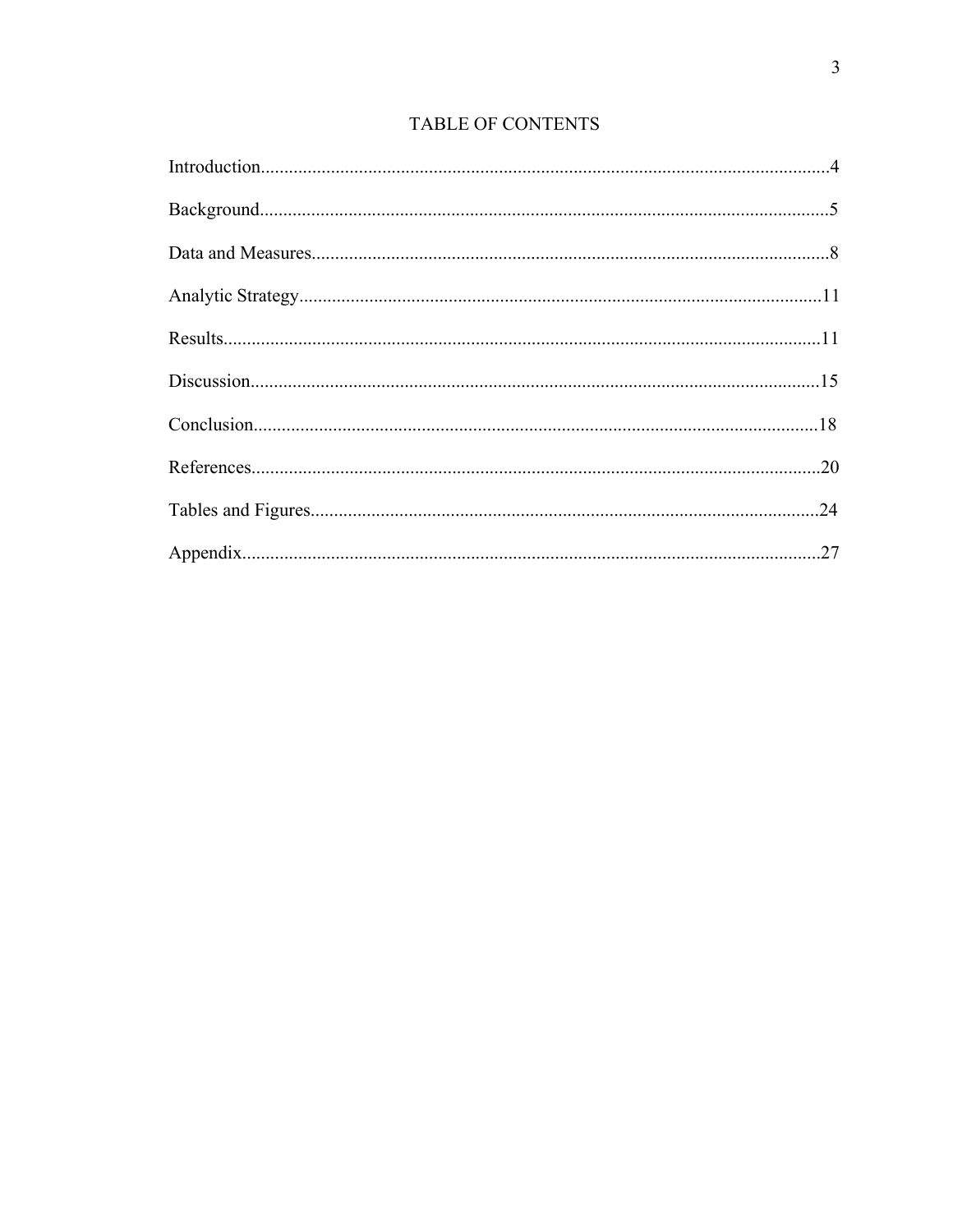# TABLE OF CONTENTS

Introduction.........................................................................................................................4

Background.........................................................................................................................5

Data and Measures..............................................................................................................8

Analytic Strategy...............................................................................................................11

Results...............................................................................................................................11

Discussion.........................................................................................................................15

Conclusion........................................................................................................................18

References.........................................................................................................................20

Tables and Figures............................................................................................................24

Appendix...........................................................................................................................27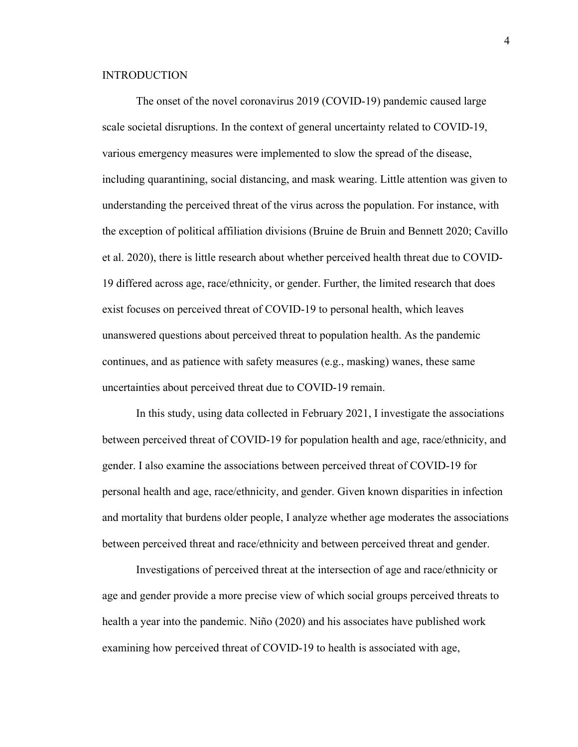# INTRODUCTION

The onset of the novel coronavirus 2019 (COVID-19) pandemic caused large scale societal disruptions. In the context of general uncertainty related to COVID-19, various emergency measures were implemented to slow the spread of the disease, including quarantining, social distancing, and mask wearing. Little attention was given to understanding the perceived threat of the virus across the population. For instance, with the exception of political affiliation divisions (Bruine de Bruin and Bennett 2020; Cavillo et al. 2020), there is little research about whether perceived health threat due to COVID-19 differed across age, race/ethnicity, or gender. Further, the limited research that does exist focuses on perceived threat of COVID-19 to personal health, which leaves unanswered questions about perceived threat to population health. As the pandemic continues, and as patience with safety measures (e.g., masking) wanes, these same uncertainties about perceived threat due to COVID-19 remain.

In this study, using data collected in February 2021, I investigate the associations between perceived threat of COVID-19 for population health and age, race/ethnicity, and gender. I also examine the associations between perceived threat of COVID-19 for personal health and age, race/ethnicity, and gender. Given known disparities in infection and mortality that burdens older people, I analyze whether age moderates the associations between perceived threat and race/ethnicity and between perceived threat and gender.

Investigations of perceived threat at the intersection of age and race/ethnicity or age and gender provide a more precise view of which social groups perceived threats to health a year into the pandemic. Niño (2020) and his associates have published work examining how perceived threat of COVID-19 to health is associated with age,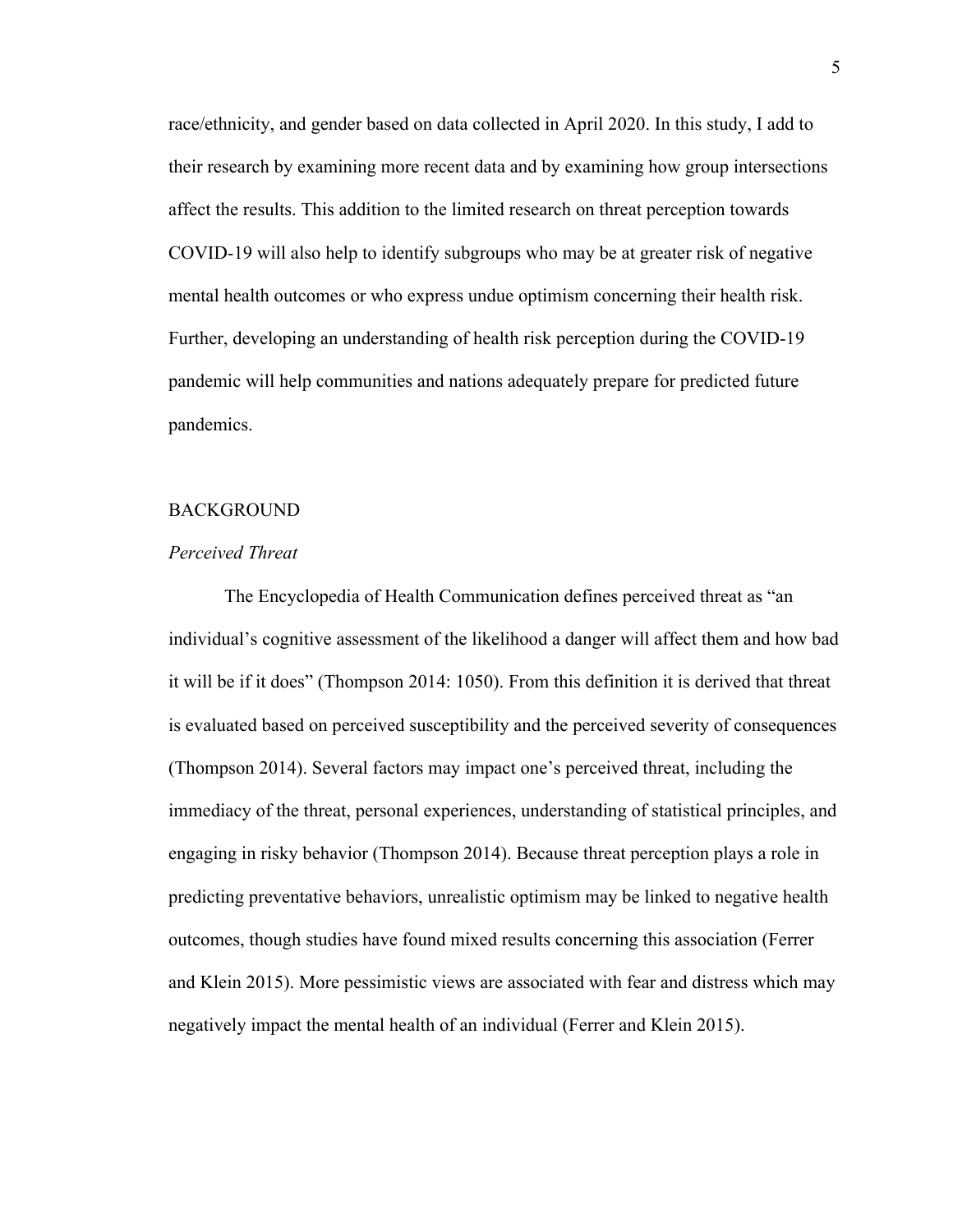race/ethnicity, and gender based on data collected in April 2020. In this study, I add to their research by examining more recent data and by examining how group intersections affect the results. This addition to the limited research on threat perception towards COVID-19 will also help to identify subgroups who may be at greater risk of negative mental health outcomes or who express undue optimism concerning their health risk. Further, developing an understanding of health risk perception during the COVID-19 pandemic will help communities and nations adequately prepare for predicted future pandemics.

## BACKGROUND

### *Perceived Threat*

The Encyclopedia of Health Communication defines perceived threat as "an individual's cognitive assessment of the likelihood a danger will affect them and how bad it will be if it does" (Thompson 2014: 1050). From this definition it is derived that threat is evaluated based on perceived susceptibility and the perceived severity of consequences (Thompson 2014). Several factors may impact one's perceived threat, including the immediacy of the threat, personal experiences, understanding of statistical principles, and engaging in risky behavior (Thompson 2014). Because threat perception plays a role in predicting preventative behaviors, unrealistic optimism may be linked to negative health outcomes, though studies have found mixed results concerning this association (Ferrer and Klein 2015). More pessimistic views are associated with fear and distress which may negatively impact the mental health of an individual (Ferrer and Klein 2015).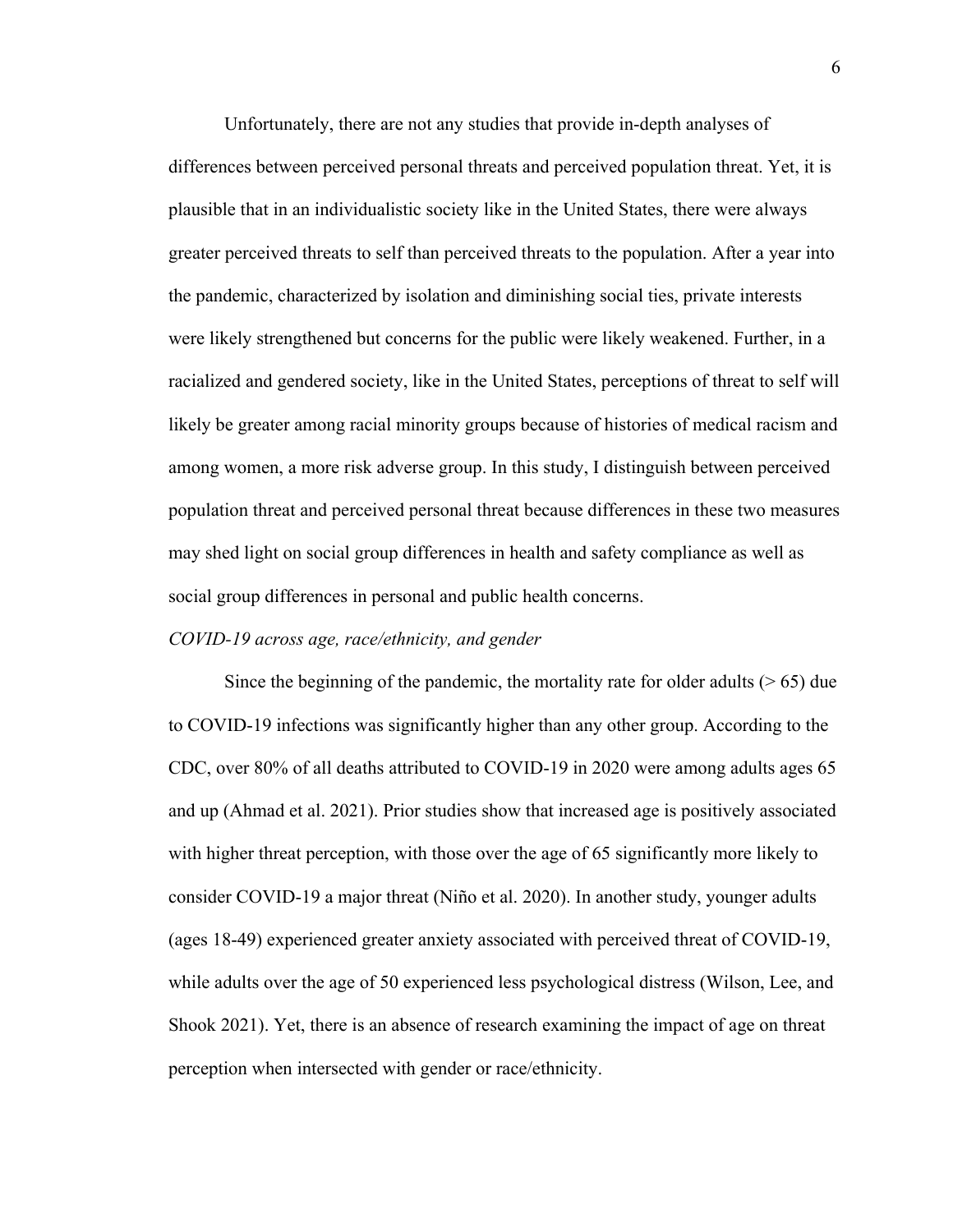Unfortunately, there are not any studies that provide in-depth analyses of differences between perceived personal threats and perceived population threat. Yet, it is plausible that in an individualistic society like in the United States, there were always greater perceived threats to self than perceived threats to the population. After a year into the pandemic, characterized by isolation and diminishing social ties, private interests were likely strengthened but concerns for the public were likely weakened. Further, in a racialized and gendered society, like in the United States, perceptions of threat to self will likely be greater among racial minority groups because of histories of medical racism and among women, a more risk adverse group. In this study, I distinguish between perceived population threat and perceived personal threat because differences in these two measures may shed light on social group differences in health and safety compliance as well as social group differences in personal and public health concerns.

*COVID-19 across age, race/ethnicity, and gender*

Since the beginning of the pandemic, the mortality rate for older adults (> 65) due to COVID-19 infections was significantly higher than any other group. According to the CDC, over 80% of all deaths attributed to COVID-19 in 2020 were among adults ages 65 and up (Ahmad et al. 2021). Prior studies show that increased age is positively associated with higher threat perception, with those over the age of 65 significantly more likely to consider COVID-19 a major threat (Niño et al. 2020). In another study, younger adults (ages 18-49) experienced greater anxiety associated with perceived threat of COVID-19, while adults over the age of 50 experienced less psychological distress (Wilson, Lee, and Shook 2021). Yet, there is an absence of research examining the impact of age on threat perception when intersected with gender or race/ethnicity.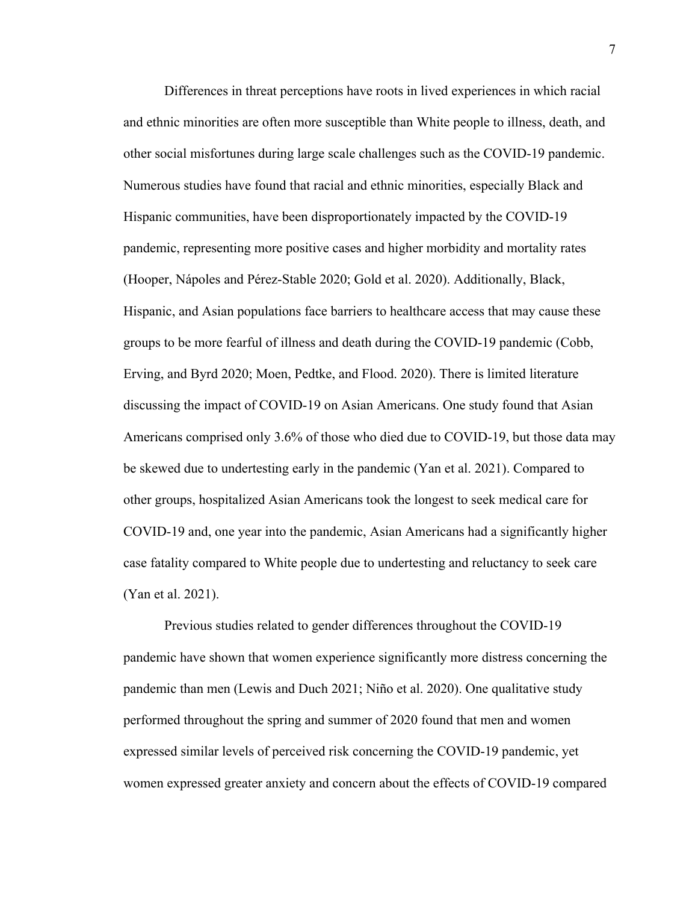Differences in threat perceptions have roots in lived experiences in which racial and ethnic minorities are often more susceptible than White people to illness, death, and other social misfortunes during large scale challenges such as the COVID-19 pandemic. Numerous studies have found that racial and ethnic minorities, especially Black and Hispanic communities, have been disproportionately impacted by the COVID-19 pandemic, representing more positive cases and higher morbidity and mortality rates (Hooper, Nápoles and Pérez-Stable 2020; Gold et al. 2020). Additionally, Black, Hispanic, and Asian populations face barriers to healthcare access that may cause these groups to be more fearful of illness and death during the COVID-19 pandemic (Cobb, Erving, and Byrd 2020; Moen, Pedtke, and Flood. 2020). There is limited literature discussing the impact of COVID-19 on Asian Americans. One study found that Asian Americans comprised only 3.6% of those who died due to COVID-19, but those data may be skewed due to undertesting early in the pandemic (Yan et al. 2021). Compared to other groups, hospitalized Asian Americans took the longest to seek medical care for COVID-19 and, one year into the pandemic, Asian Americans had a significantly higher case fatality compared to White people due to undertesting and reluctancy to seek care (Yan et al. 2021).

Previous studies related to gender differences throughout the COVID-19 pandemic have shown that women experience significantly more distress concerning the pandemic than men (Lewis and Duch 2021; Niño et al. 2020). One qualitative study performed throughout the spring and summer of 2020 found that men and women expressed similar levels of perceived risk concerning the COVID-19 pandemic, yet women expressed greater anxiety and concern about the effects of COVID-19 compared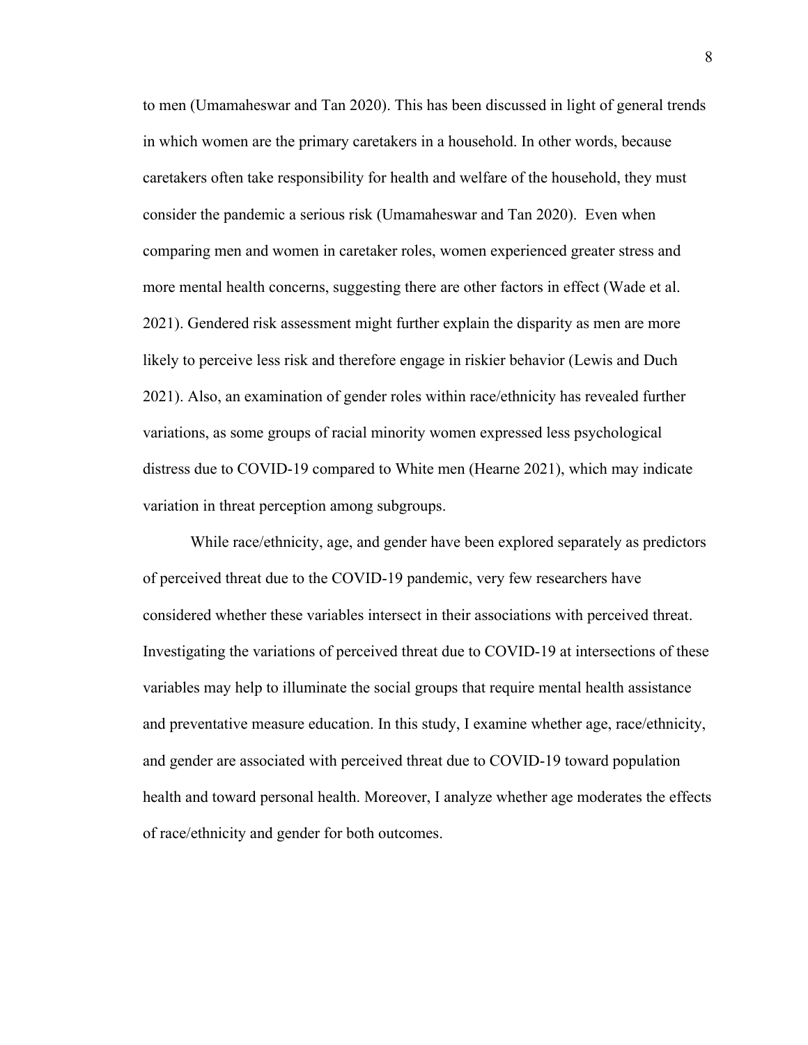to men (Umamaheswar and Tan 2020). This has been discussed in light of general trends in which women are the primary caretakers in a household. In other words, because caretakers often take responsibility for health and welfare of the household, they must consider the pandemic a serious risk (Umamaheswar and Tan 2020). Even when comparing men and women in caretaker roles, women experienced greater stress and more mental health concerns, suggesting there are other factors in effect (Wade et al. 2021). Gendered risk assessment might further explain the disparity as men are more likely to perceive less risk and therefore engage in riskier behavior (Lewis and Duch 2021). Also, an examination of gender roles within race/ethnicity has revealed further variations, as some groups of racial minority women expressed less psychological distress due to COVID-19 compared to White men (Hearne 2021), which may indicate variation in threat perception among subgroups.

While race/ethnicity, age, and gender have been explored separately as predictors of perceived threat due to the COVID-19 pandemic, very few researchers have considered whether these variables intersect in their associations with perceived threat. Investigating the variations of perceived threat due to COVID-19 at intersections of these variables may help to illuminate the social groups that require mental health assistance and preventative measure education. In this study, I examine whether age, race/ethnicity, and gender are associated with perceived threat due to COVID-19 toward population health and toward personal health. Moreover, I analyze whether age moderates the effects of race/ethnicity and gender for both outcomes.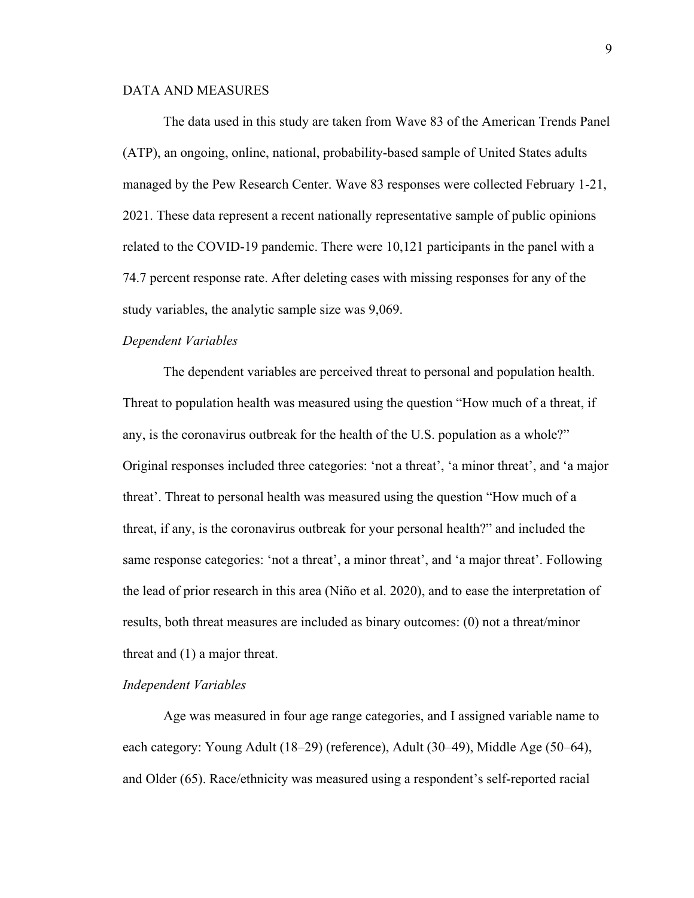DATA AND MEASURES

The data used in this study are taken from Wave 83 of the American Trends Panel (ATP), an ongoing, online, national, probability-based sample of United States adults managed by the Pew Research Center. Wave 83 responses were collected February 1-21, 2021. These data represent a recent nationally representative sample of public opinions related to the COVID-19 pandemic. There were 10,121 participants in the panel with a 74.7 percent response rate. After deleting cases with missing responses for any of the study variables, the analytic sample size was 9,069.

*Dependent Variables*

The dependent variables are perceived threat to personal and population health. Threat to population health was measured using the question "How much of a threat, if any, is the coronavirus outbreak for the health of the U.S. population as a whole?" Original responses included three categories: 'not a threat', 'a minor threat', and 'a major threat'. Threat to personal health was measured using the question "How much of a threat, if any, is the coronavirus outbreak for your personal health?" and included the same response categories: 'not a threat', a minor threat', and 'a major threat'. Following the lead of prior research in this area (Niño et al. 2020), and to ease the interpretation of results, both threat measures are included as binary outcomes: (0) not a threat/minor threat and (1) a major threat.

*Independent Variables*

Age was measured in four age range categories, and I assigned variable name to each category: Young Adult (18–29) (reference), Adult (30–49), Middle Age (50–64), and Older (65). Race/ethnicity was measured using a respondent's self-reported racial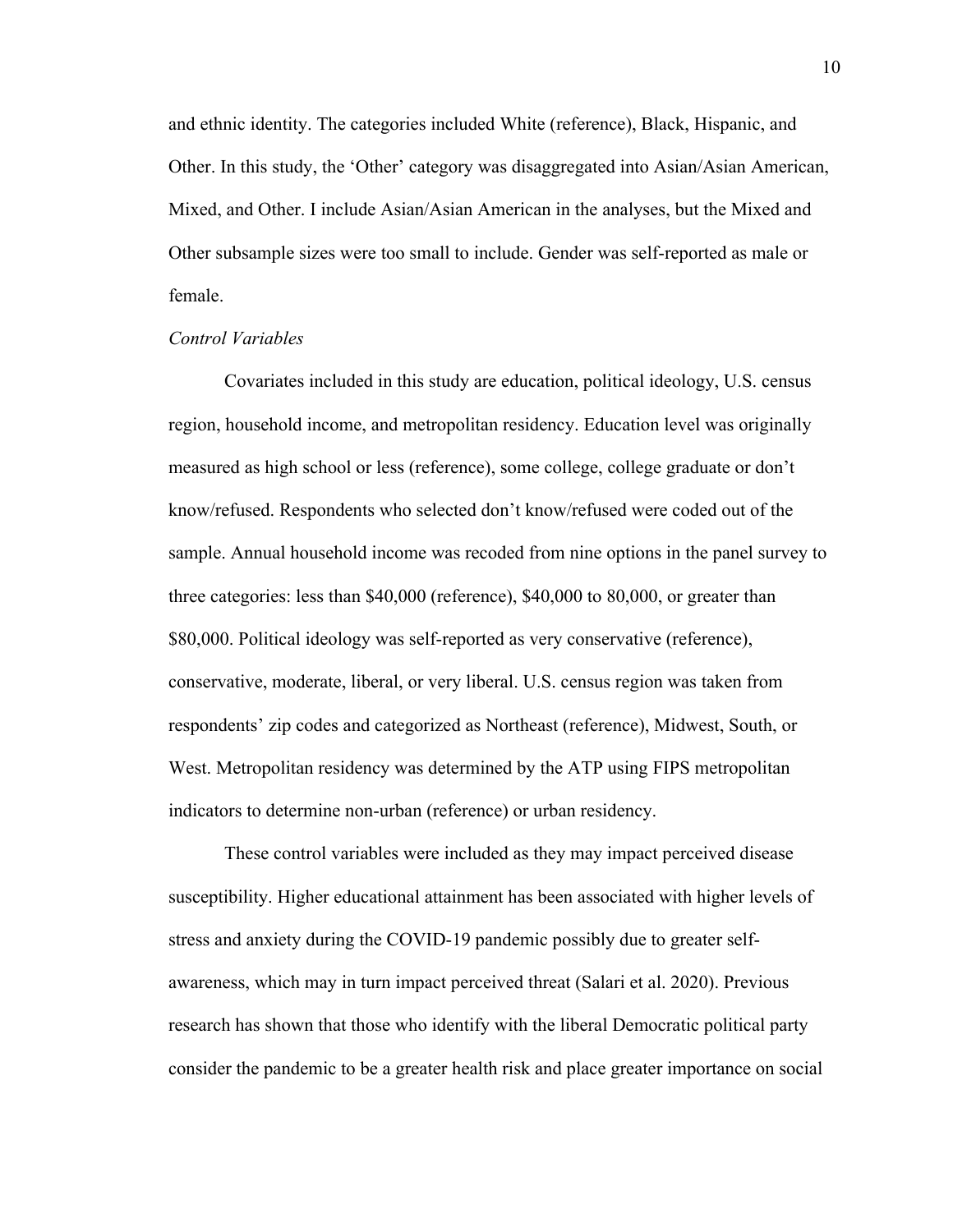and ethnic identity. The categories included White (reference), Black, Hispanic, and Other. In this study, the 'Other' category was disaggregated into Asian/Asian American, Mixed, and Other. I include Asian/Asian American in the analyses, but the Mixed and Other subsample sizes were too small to include. Gender was self-reported as male or female.

*Control Variables*

Covariates included in this study are education, political ideology, U.S. census region, household income, and metropolitan residency. Education level was originally measured as high school or less (reference), some college, college graduate or don't know/refused. Respondents who selected don't know/refused were coded out of the sample. Annual household income was recoded from nine options in the panel survey to three categories: less than $40,000 (reference), $40,000 to 80,000, or greater than $80,000. Political ideology was self-reported as very conservative (reference), conservative, moderate, liberal, or very liberal. U.S. census region was taken from respondents' zip codes and categorized as Northeast (reference), Midwest, South, or West. Metropolitan residency was determined by the ATP using FIPS metropolitan indicators to determine non-urban (reference) or urban residency.

These control variables were included as they may impact perceived disease susceptibility. Higher educational attainment has been associated with higher levels of stress and anxiety during the COVID-19 pandemic possibly due to greater self-awareness, which may in turn impact perceived threat (Salari et al. 2020). Previous research has shown that those who identify with the liberal Democratic political party consider the pandemic to be a greater health risk and place greater importance on social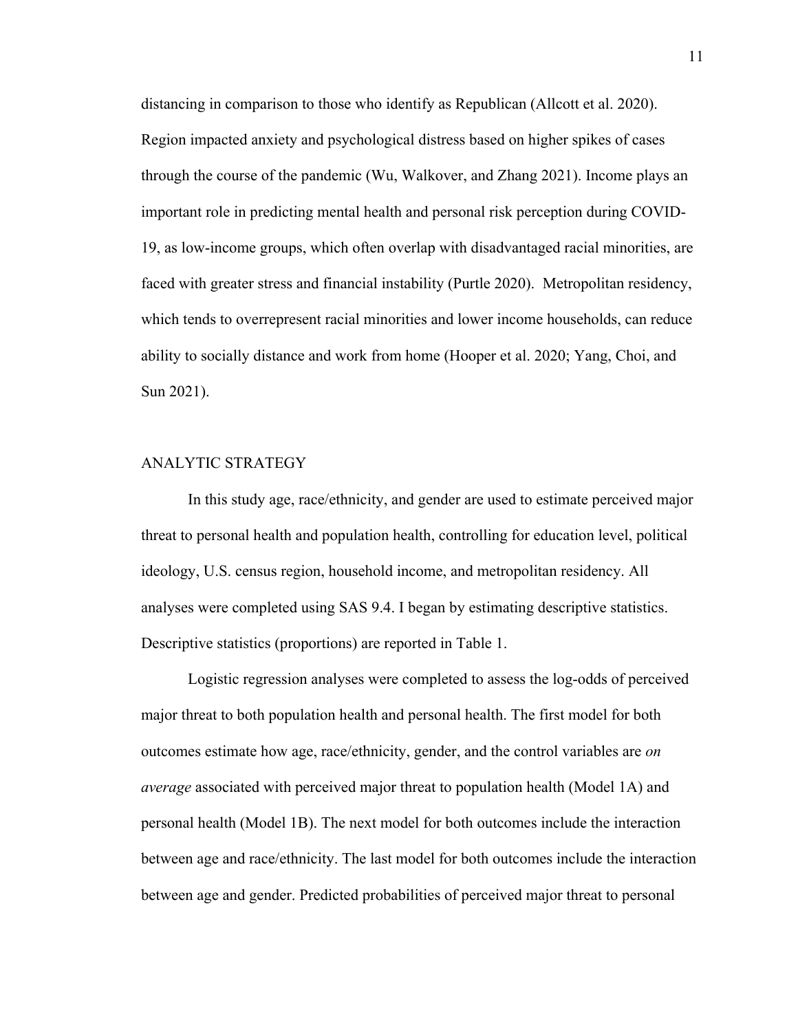distancing in comparison to those who identify as Republican (Allcott et al. 2020). Region impacted anxiety and psychological distress based on higher spikes of cases through the course of the pandemic (Wu, Walkover, and Zhang 2021). Income plays an important role in predicting mental health and personal risk perception during COVID-19, as low-income groups, which often overlap with disadvantaged racial minorities, are faced with greater stress and financial instability (Purtle 2020). Metropolitan residency, which tends to overrepresent racial minorities and lower income households, can reduce ability to socially distance and work from home (Hooper et al. 2020; Yang, Choi, and Sun 2021).

## ANALYTIC STRATEGY

In this study age, race/ethnicity, and gender are used to estimate perceived major threat to personal health and population health, controlling for education level, political ideology, U.S. census region, household income, and metropolitan residency. All analyses were completed using SAS 9.4. I began by estimating descriptive statistics. Descriptive statistics (proportions) are reported in Table 1.

Logistic regression analyses were completed to assess the log-odds of perceived major threat to both population health and personal health. The first model for both outcomes estimate how age, race/ethnicity, gender, and the control variables are *on average* associated with perceived major threat to population health (Model 1A) and personal health (Model 1B). The next model for both outcomes include the interaction between age and race/ethnicity. The last model for both outcomes include the interaction between age and gender. Predicted probabilities of perceived major threat to personal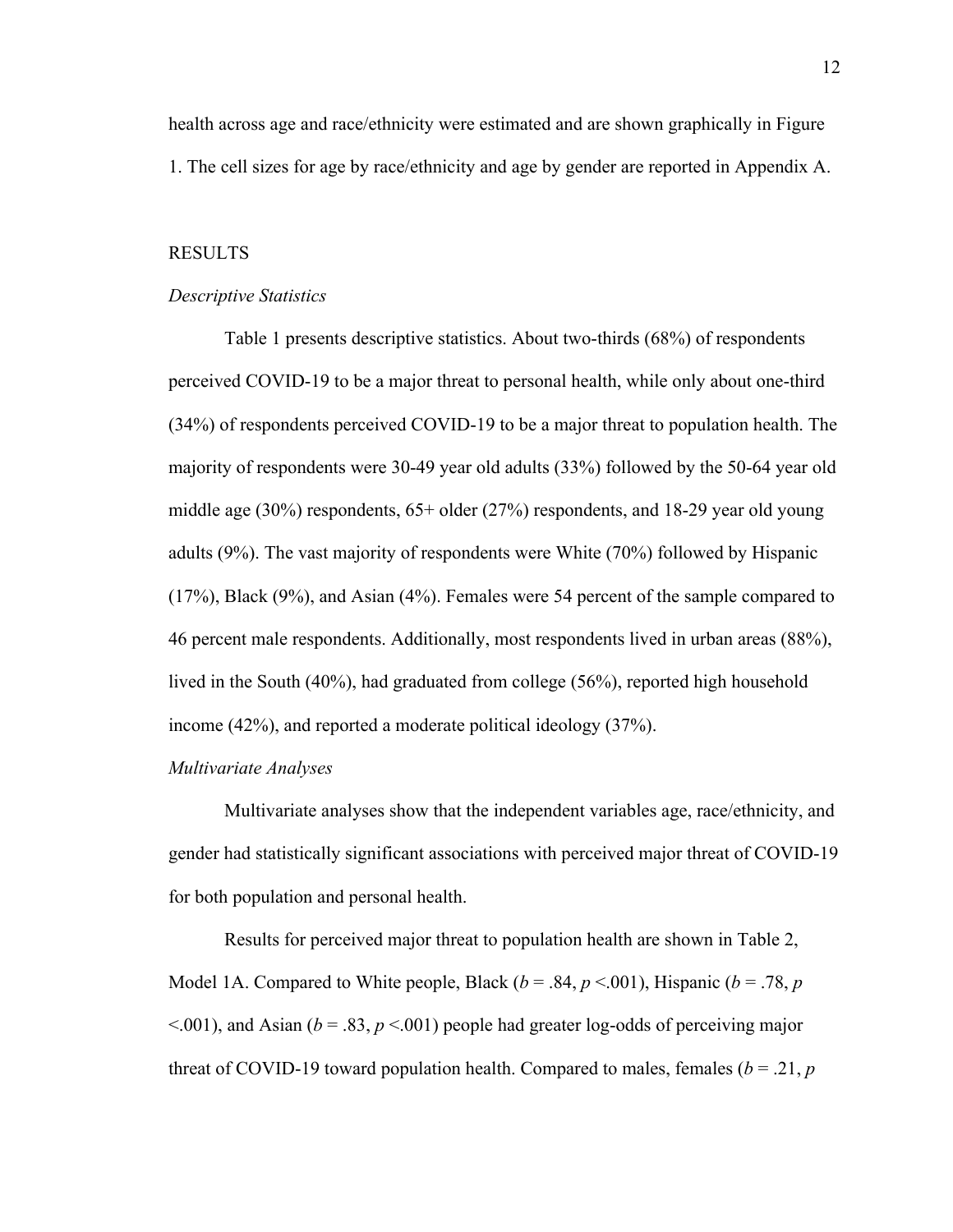health across age and race/ethnicity were estimated and are shown graphically in Figure 1. The cell sizes for age by race/ethnicity and age by gender are reported in Appendix A.

## RESULTS

### *Descriptive Statistics*

Table 1 presents descriptive statistics. About two-thirds (68%) of respondents perceived COVID-19 to be a major threat to personal health, while only about one-third (34%) of respondents perceived COVID-19 to be a major threat to population health. The majority of respondents were 30-49 year old adults (33%) followed by the 50-64 year old middle age (30%) respondents, 65+ older (27%) respondents, and 18-29 year old young adults (9%). The vast majority of respondents were White (70%) followed by Hispanic (17%), Black (9%), and Asian (4%). Females were 54 percent of the sample compared to 46 percent male respondents. Additionally, most respondents lived in urban areas (88%), lived in the South (40%), had graduated from college (56%), reported high household income (42%), and reported a moderate political ideology (37%).

### *Multivariate Analyses*

Multivariate analyses show that the independent variables age, race/ethnicity, and gender had statistically significant associations with perceived major threat of COVID-19 for both population and personal health.

Results for perceived major threat to population health are shown in Table 2, Model 1A. Compared to White people, Black ($b$ = .84, $p$ <.001), Hispanic ($b$ = .78, $p$ <.001), and Asian ($b$ = .83, $p$ <.001) people had greater log-odds of perceiving major threat of COVID-19 toward population health. Compared to males, females ($b$ = .21, $p$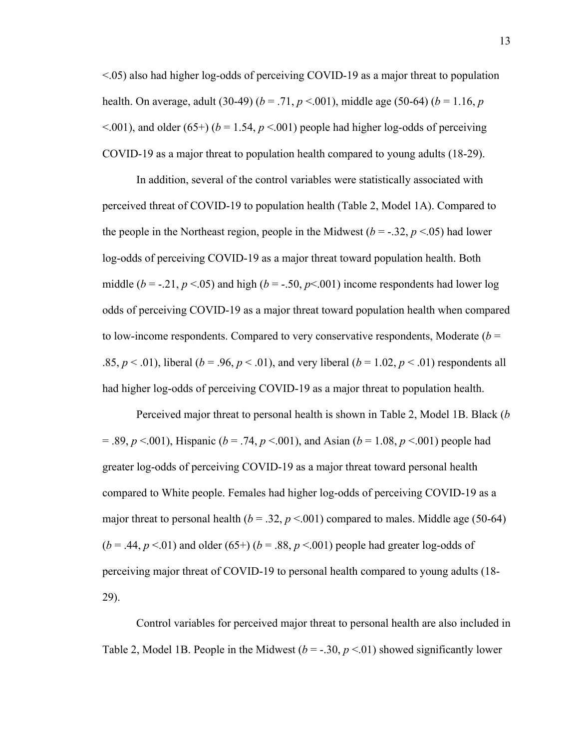<.05) also had higher log-odds of perceiving COVID-19 as a major threat to population health. On average, adult (30-49) ($b = .71$, $p < .001$), middle age (50-64) ($b = 1.16$, $p < .001$), and older (65+) ($b = 1.54$, $p < .001$) people had higher log-odds of perceiving COVID-19 as a major threat to population health compared to young adults (18-29).

In addition, several of the control variables were statistically associated with perceived threat of COVID-19 to population health (Table 2, Model 1A). Compared to the people in the Northeast region, people in the Midwest ($b = -.32$, $p < .05$) had lower log-odds of perceiving COVID-19 as a major threat toward population health. Both middle ($b = -.21$, $p < .05$) and high ($b = -.50$, $p < .001$) income respondents had lower log odds of perceiving COVID-19 as a major threat toward population health when compared to low-income respondents. Compared to very conservative respondents, Moderate ($b = .85$, $p < .01$), liberal ($b = .96$, $p < .01$), and very liberal ($b = 1.02$, $p < .01$) respondents all had higher log-odds of perceiving COVID-19 as a major threat to population health.

Perceived major threat to personal health is shown in Table 2, Model 1B. Black ($b = .89$, $p < .001$), Hispanic ($b = .74$, $p < .001$), and Asian ($b = 1.08$, $p < .001$) people had greater log-odds of perceiving COVID-19 as a major threat toward personal health compared to White people. Females had higher log-odds of perceiving COVID-19 as a major threat to personal health ($b = .32$, $p < .001$) compared to males. Middle age (50-64) ($b = .44$, $p < .01$) and older (65+) ($b = .88$, $p < .001$) people had greater log-odds of perceiving major threat of COVID-19 to personal health compared to young adults (18-29).

Control variables for perceived major threat to personal health are also included in Table 2, Model 1B. People in the Midwest ($b = -.30$, $p < .01$) showed significantly lower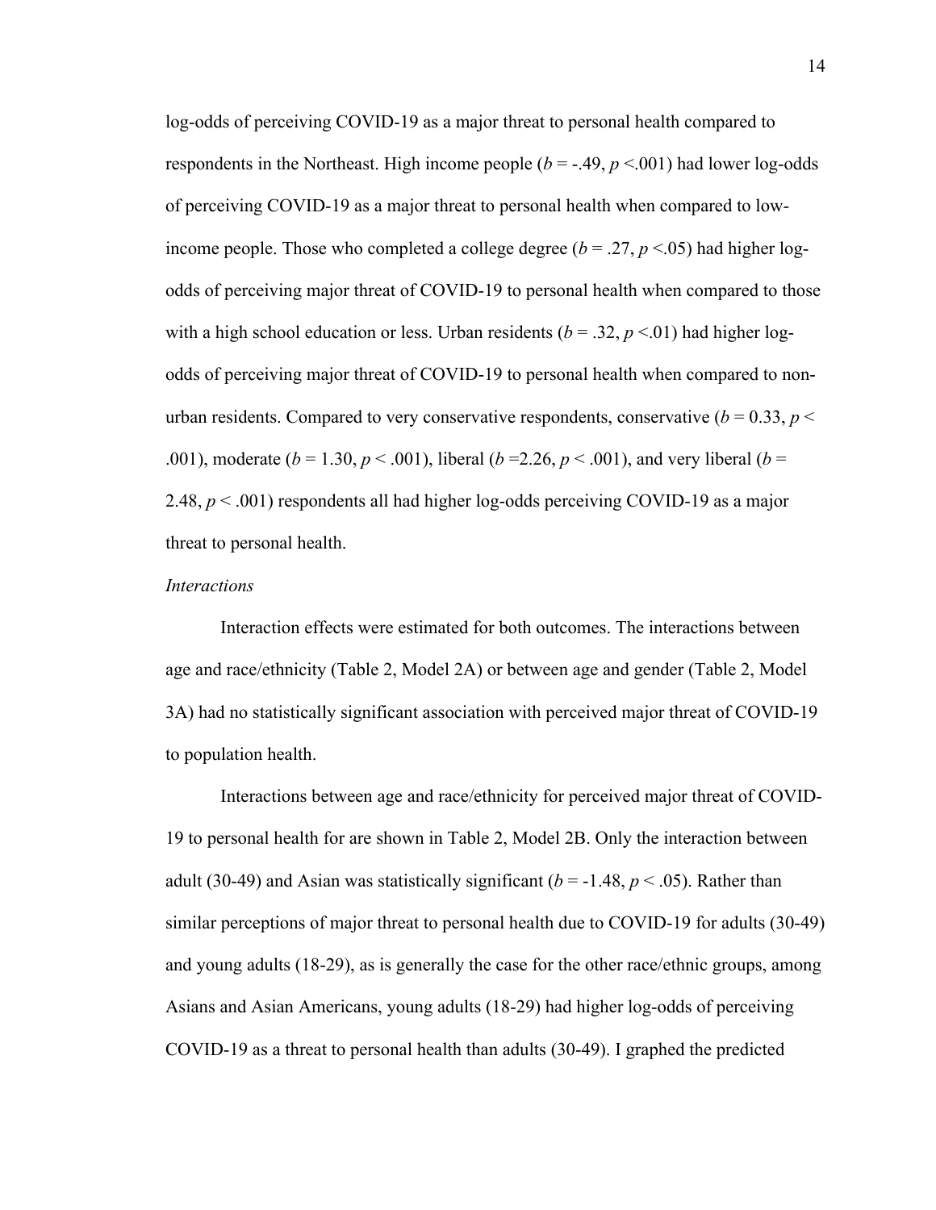log-odds of perceiving COVID-19 as a major threat to personal health compared to respondents in the Northeast. High income people (*b* = -.49, $p < .001$) had lower log-odds of perceiving COVID-19 as a major threat to personal health when compared to low-income people. Those who completed a college degree (*b* = .27, $p < .05$) had higher log-odds of perceiving major threat of COVID-19 to personal health when compared to those with a high school education or less. Urban residents (*b* = .32, $p < .01$) had higher log-odds of perceiving major threat of COVID-19 to personal health when compared to non-urban residents. Compared to very conservative respondents, conservative (*b* = 0.33, $p < .001$), moderate (*b* = 1.30, $p < .001$), liberal (*b* =2.26, $p < .001$), and very liberal (*b* = 2.48, $p < .001$) respondents all had higher log-odds perceiving COVID-19 as a major threat to personal health.

*Interactions*

Interaction effects were estimated for both outcomes. The interactions between age and race/ethnicity (Table 2, Model 2A) or between age and gender (Table 2, Model 3A) had no statistically significant association with perceived major threat of COVID-19 to population health.

Interactions between age and race/ethnicity for perceived major threat of COVID-19 to personal health for are shown in Table 2, Model 2B. Only the interaction between adult (30-49) and Asian was statistically significant (*b* = -1.48, $p < .05$). Rather than similar perceptions of major threat to personal health due to COVID-19 for adults (30-49) and young adults (18-29), as is generally the case for the other race/ethnic groups, among Asians and Asian Americans, young adults (18-29) had higher log-odds of perceiving COVID-19 as a threat to personal health than adults (30-49). I graphed the predicted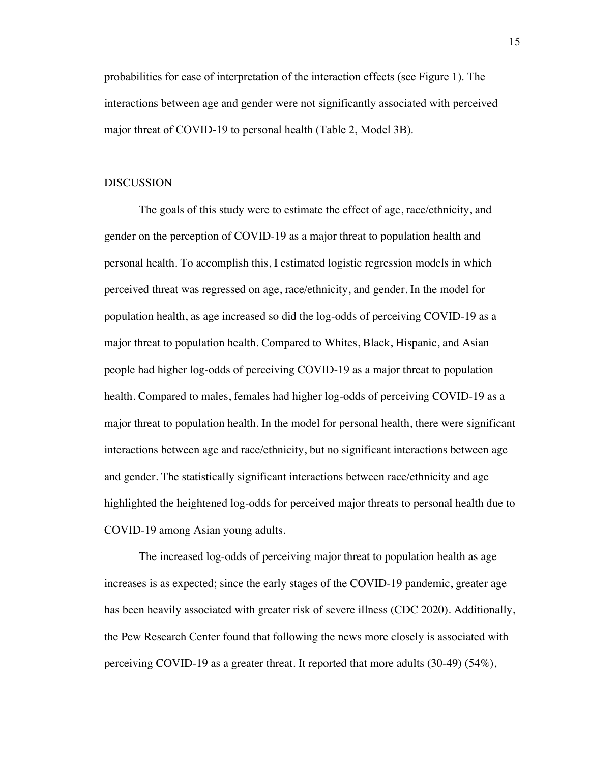probabilities for ease of interpretation of the interaction effects (see Figure 1). The interactions between age and gender were not significantly associated with perceived major threat of COVID-19 to personal health (Table 2, Model 3B).

## DISCUSSION

The goals of this study were to estimate the effect of age, race/ethnicity, and gender on the perception of COVID-19 as a major threat to population health and personal health. To accomplish this, I estimated logistic regression models in which perceived threat was regressed on age, race/ethnicity, and gender. In the model for population health, as age increased so did the log-odds of perceiving COVID-19 as a major threat to population health. Compared to Whites, Black, Hispanic, and Asian people had higher log-odds of perceiving COVID-19 as a major threat to population health. Compared to males, females had higher log-odds of perceiving COVID-19 as a major threat to population health. In the model for personal health, there were significant interactions between age and race/ethnicity, but no significant interactions between age and gender. The statistically significant interactions between race/ethnicity and age highlighted the heightened log-odds for perceived major threats to personal health due to COVID-19 among Asian young adults.

The increased log-odds of perceiving major threat to population health as age increases is as expected; since the early stages of the COVID-19 pandemic, greater age has been heavily associated with greater risk of severe illness (CDC 2020). Additionally, the Pew Research Center found that following the news more closely is associated with perceiving COVID-19 as a greater threat. It reported that more adults (30-49) (54%),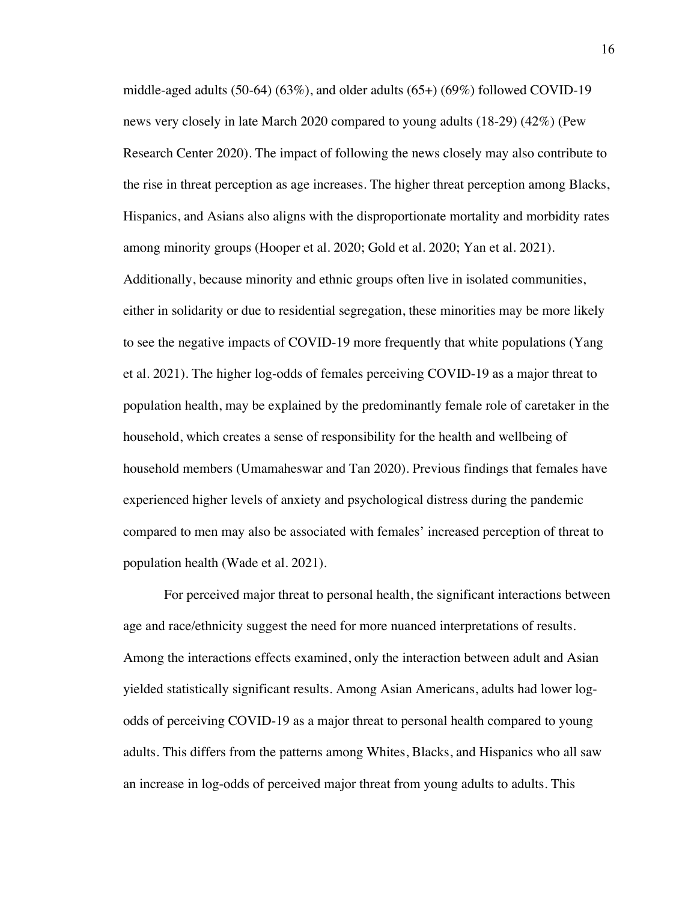middle-aged adults (50-64) (63%), and older adults (65+) (69%) followed COVID-19 news very closely in late March 2020 compared to young adults (18-29) (42%) (Pew Research Center 2020). The impact of following the news closely may also contribute to the rise in threat perception as age increases. The higher threat perception among Blacks, Hispanics, and Asians also aligns with the disproportionate mortality and morbidity rates among minority groups (Hooper et al. 2020; Gold et al. 2020; Yan et al. 2021). Additionally, because minority and ethnic groups often live in isolated communities, either in solidarity or due to residential segregation, these minorities may be more likely to see the negative impacts of COVID-19 more frequently that white populations (Yang et al. 2021). The higher log-odds of females perceiving COVID-19 as a major threat to population health, may be explained by the predominantly female role of caretaker in the household, which creates a sense of responsibility for the health and wellbeing of household members (Umamaheswar and Tan 2020). Previous findings that females have experienced higher levels of anxiety and psychological distress during the pandemic compared to men may also be associated with females' increased perception of threat to population health (Wade et al. 2021).

For perceived major threat to personal health, the significant interactions between age and race/ethnicity suggest the need for more nuanced interpretations of results. Among the interactions effects examined, only the interaction between adult and Asian yielded statistically significant results. Among Asian Americans, adults had lower log-odds of perceiving COVID-19 as a major threat to personal health compared to young adults. This differs from the patterns among Whites, Blacks, and Hispanics who all saw an increase in log-odds of perceived major threat from young adults to adults. This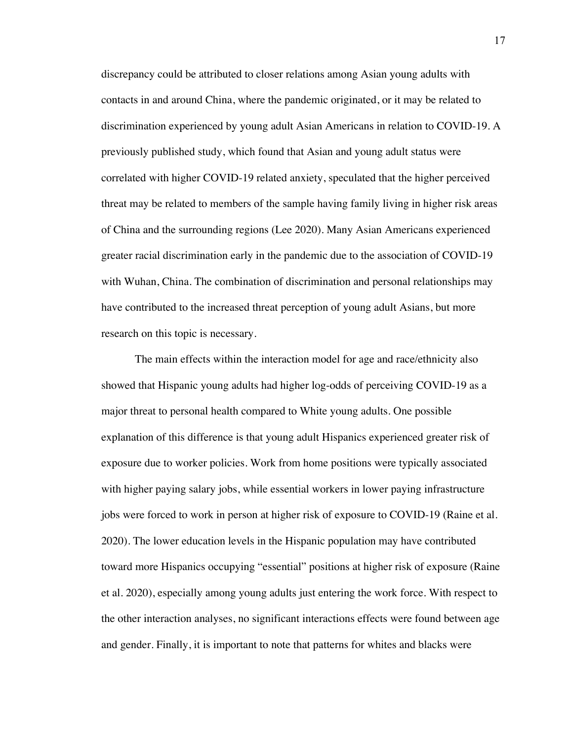discrepancy could be attributed to closer relations among Asian young adults with contacts in and around China, where the pandemic originated, or it may be related to discrimination experienced by young adult Asian Americans in relation to COVID-19. A previously published study, which found that Asian and young adult status were correlated with higher COVID-19 related anxiety, speculated that the higher perceived threat may be related to members of the sample having family living in higher risk areas of China and the surrounding regions (Lee 2020). Many Asian Americans experienced greater racial discrimination early in the pandemic due to the association of COVID-19 with Wuhan, China. The combination of discrimination and personal relationships may have contributed to the increased threat perception of young adult Asians, but more research on this topic is necessary.

The main effects within the interaction model for age and race/ethnicity also showed that Hispanic young adults had higher log-odds of perceiving COVID-19 as a major threat to personal health compared to White young adults. One possible explanation of this difference is that young adult Hispanics experienced greater risk of exposure due to worker policies. Work from home positions were typically associated with higher paying salary jobs, while essential workers in lower paying infrastructure jobs were forced to work in person at higher risk of exposure to COVID-19 (Raine et al. 2020). The lower education levels in the Hispanic population may have contributed toward more Hispanics occupying "essential" positions at higher risk of exposure (Raine et al. 2020), especially among young adults just entering the work force. With respect to the other interaction analyses, no significant interactions effects were found between age and gender. Finally, it is important to note that patterns for whites and blacks were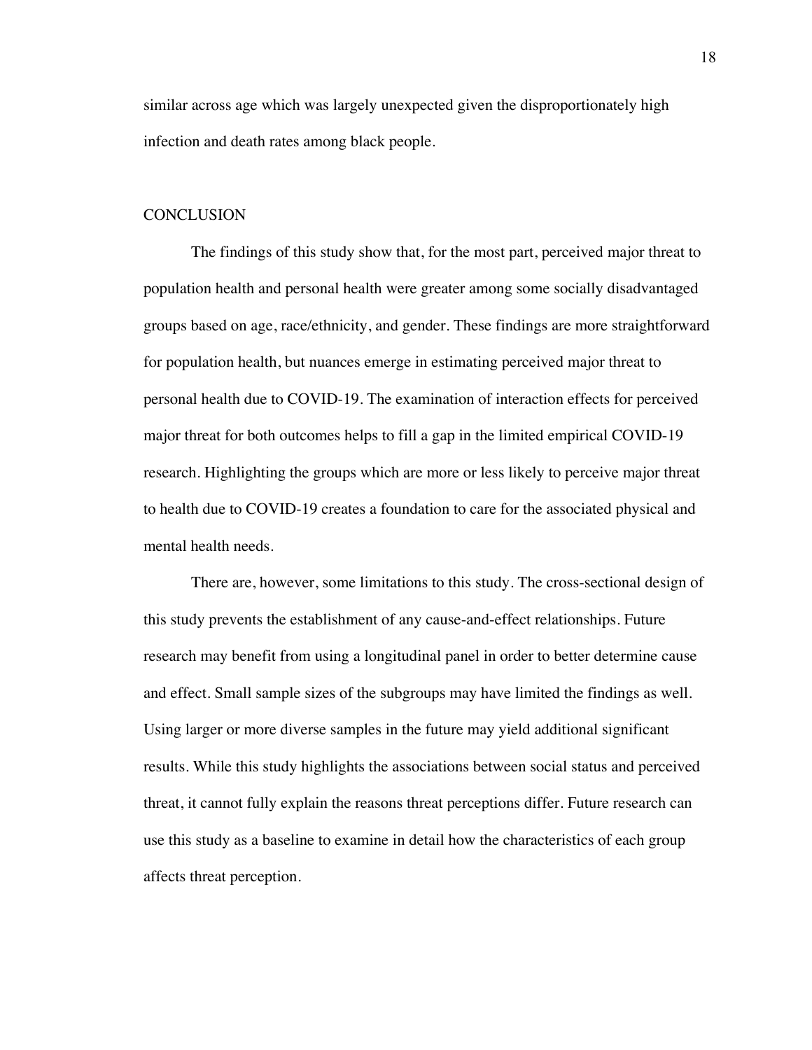similar across age which was largely unexpected given the disproportionately high infection and death rates among black people.

## CONCLUSION

The findings of this study show that, for the most part, perceived major threat to population health and personal health were greater among some socially disadvantaged groups based on age, race/ethnicity, and gender. These findings are more straightforward for population health, but nuances emerge in estimating perceived major threat to personal health due to COVID-19. The examination of interaction effects for perceived major threat for both outcomes helps to fill a gap in the limited empirical COVID-19 research. Highlighting the groups which are more or less likely to perceive major threat to health due to COVID-19 creates a foundation to care for the associated physical and mental health needs.

There are, however, some limitations to this study. The cross-sectional design of this study prevents the establishment of any cause-and-effect relationships. Future research may benefit from using a longitudinal panel in order to better determine cause and effect. Small sample sizes of the subgroups may have limited the findings as well. Using larger or more diverse samples in the future may yield additional significant results. While this study highlights the associations between social status and perceived threat, it cannot fully explain the reasons threat perceptions differ. Future research can use this study as a baseline to examine in detail how the characteristics of each group affects threat perception.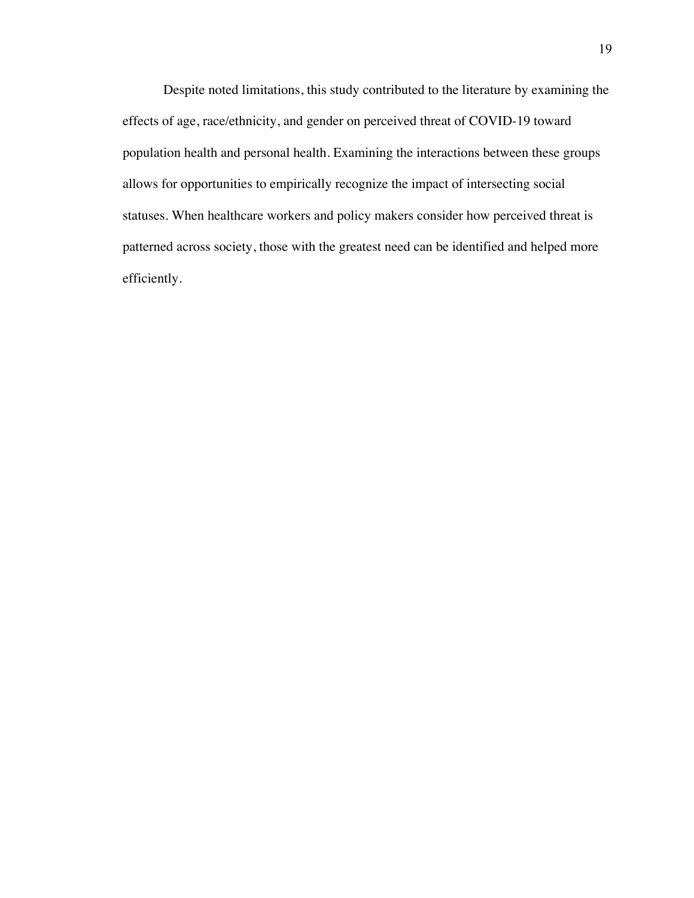Despite noted limitations, this study contributed to the literature by examining the effects of age, race/ethnicity, and gender on perceived threat of COVID-19 toward population health and personal health. Examining the interactions between these groups allows for opportunities to empirically recognize the impact of intersecting social statuses. When healthcare workers and policy makers consider how perceived threat is patterned across society, those with the greatest need can be identified and helped more efficiently.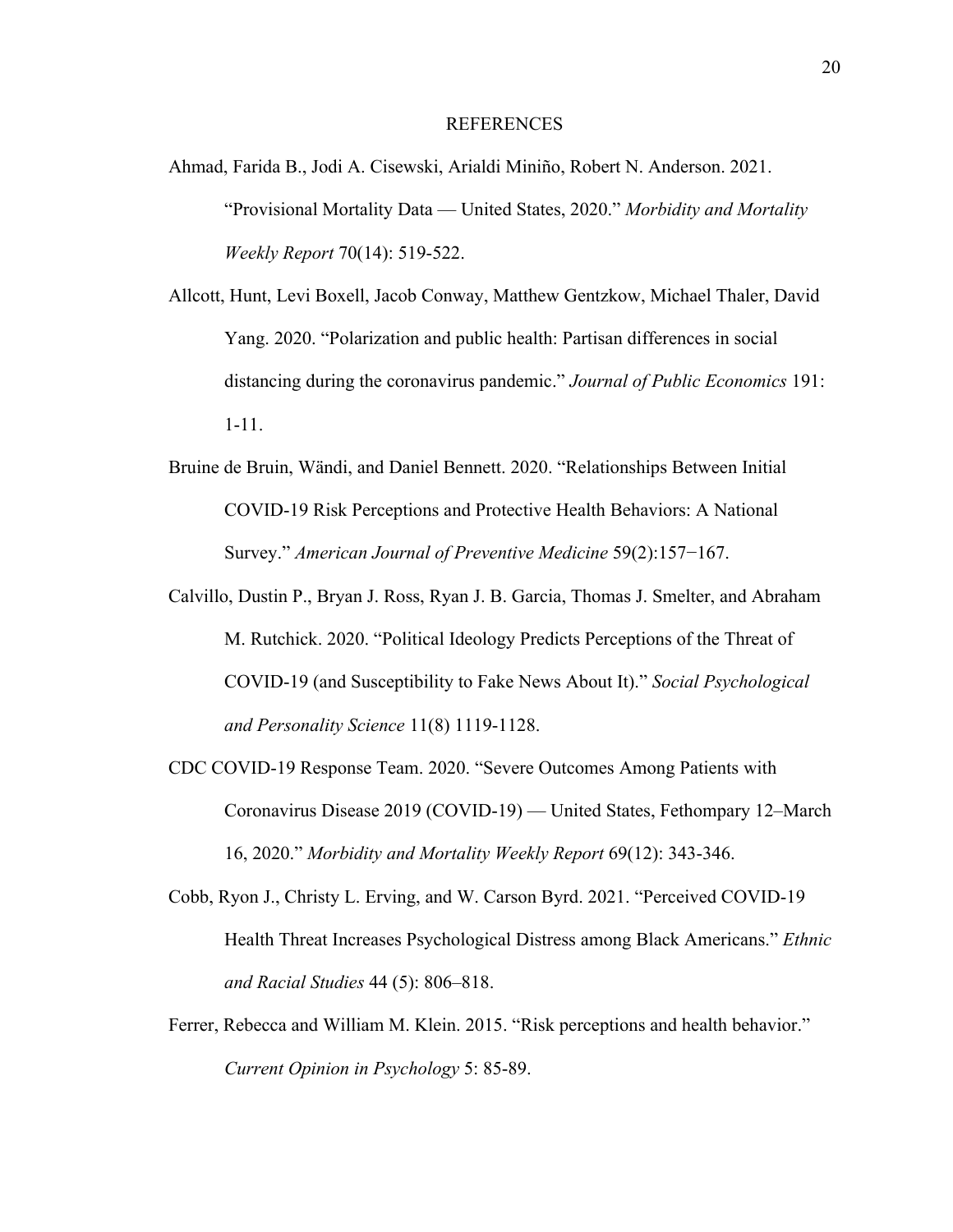# REFERENCES

Ahmad, Farida B., Jodi A. Cisewski, Arialdi Miniño, Robert N. Anderson. 2021. "Provisional Mortality Data — United States, 2020." *Morbidity and Mortality Weekly Report* 70(14): 519-522.

Allcott, Hunt, Levi Boxell, Jacob Conway, Matthew Gentzkow, Michael Thaler, David Yang. 2020. "Polarization and public health: Partisan differences in social distancing during the coronavirus pandemic." *Journal of Public Economics* 191: 1-11.

Bruine de Bruin, Wändi, and Daniel Bennett. 2020. "Relationships Between Initial COVID-19 Risk Perceptions and Protective Health Behaviors: A National Survey." *American Journal of Preventive Medicine* 59(2):157−167.

Calvillo, Dustin P., Bryan J. Ross, Ryan J. B. Garcia, Thomas J. Smelter, and Abraham M. Rutchick. 2020. "Political Ideology Predicts Perceptions of the Threat of COVID-19 (and Susceptibility to Fake News About It)." *Social Psychological and Personality Science* 11(8) 1119-1128.

CDC COVID-19 Response Team. 2020. "Severe Outcomes Among Patients with Coronavirus Disease 2019 (COVID-19) — United States, Fethompary 12–March 16, 2020." *Morbidity and Mortality Weekly Report* 69(12): 343-346.

Cobb, Ryon J., Christy L. Erving, and W. Carson Byrd. 2021. "Perceived COVID-19 Health Threat Increases Psychological Distress among Black Americans." *Ethnic and Racial Studies* 44 (5): 806–818.

Ferrer, Rebecca and William M. Klein. 2015. "Risk perceptions and health behavior." *Current Opinion in Psychology* 5: 85-89.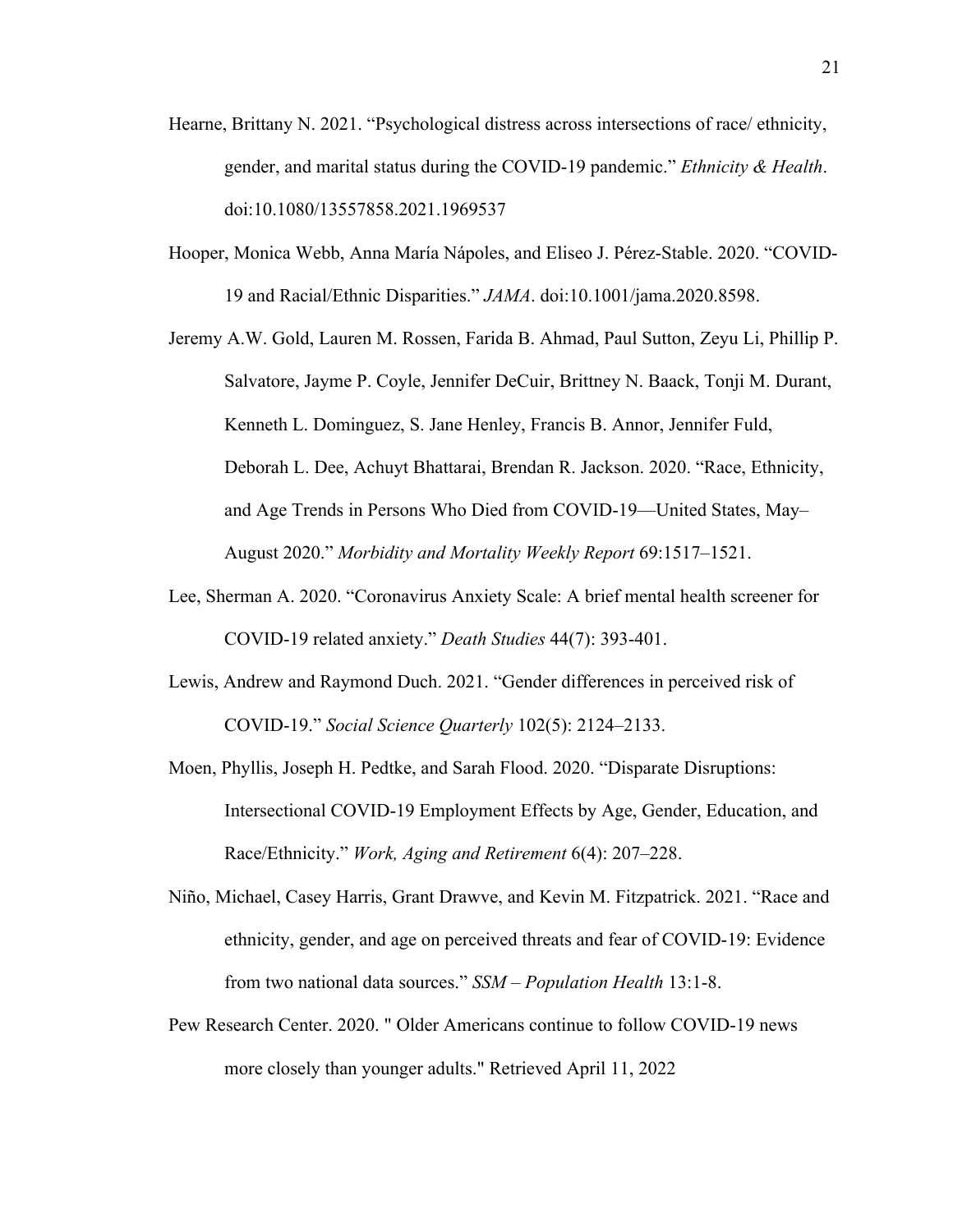Hearne, Brittany N. 2021. "Psychological distress across intersections of race/ ethnicity, gender, and marital status during the COVID-19 pandemic." *Ethnicity & Health*. doi:10.1080/13557858.2021.1969537

Hooper, Monica Webb, Anna María Nápoles, and Eliseo J. Pérez-Stable. 2020. "COVID-19 and Racial/Ethnic Disparities." *JAMA*. doi:10.1001/jama.2020.8598.

Jeremy A.W. Gold, Lauren M. Rossen, Farida B. Ahmad, Paul Sutton, Zeyu Li, Phillip P. Salvatore, Jayme P. Coyle, Jennifer DeCuir, Brittney N. Baack, Tonji M. Durant, Kenneth L. Dominguez, S. Jane Henley, Francis B. Annor, Jennifer Fuld, Deborah L. Dee, Achuyt Bhattarai, Brendan R. Jackson. 2020. "Race, Ethnicity, and Age Trends in Persons Who Died from COVID-19—United States, May–August 2020." *Morbidity and Mortality Weekly Report* 69:1517–1521.

Lee, Sherman A. 2020. "Coronavirus Anxiety Scale: A brief mental health screener for COVID-19 related anxiety." *Death Studies* 44(7): 393-401.

Lewis, Andrew and Raymond Duch. 2021. "Gender differences in perceived risk of COVID-19." *Social Science Quarterly* 102(5): 2124–2133.

Moen, Phyllis, Joseph H. Pedtke, and Sarah Flood. 2020. "Disparate Disruptions: Intersectional COVID-19 Employment Effects by Age, Gender, Education, and Race/Ethnicity." *Work, Aging and Retirement* 6(4): 207–228.

Niño, Michael, Casey Harris, Grant Drawve, and Kevin M. Fitzpatrick. 2021. "Race and ethnicity, gender, and age on perceived threats and fear of COVID-19: Evidence from two national data sources." *SSM – Population Health* 13:1-8.

Pew Research Center. 2020. " Older Americans continue to follow COVID-19 news more closely than younger adults." Retrieved April 11, 2022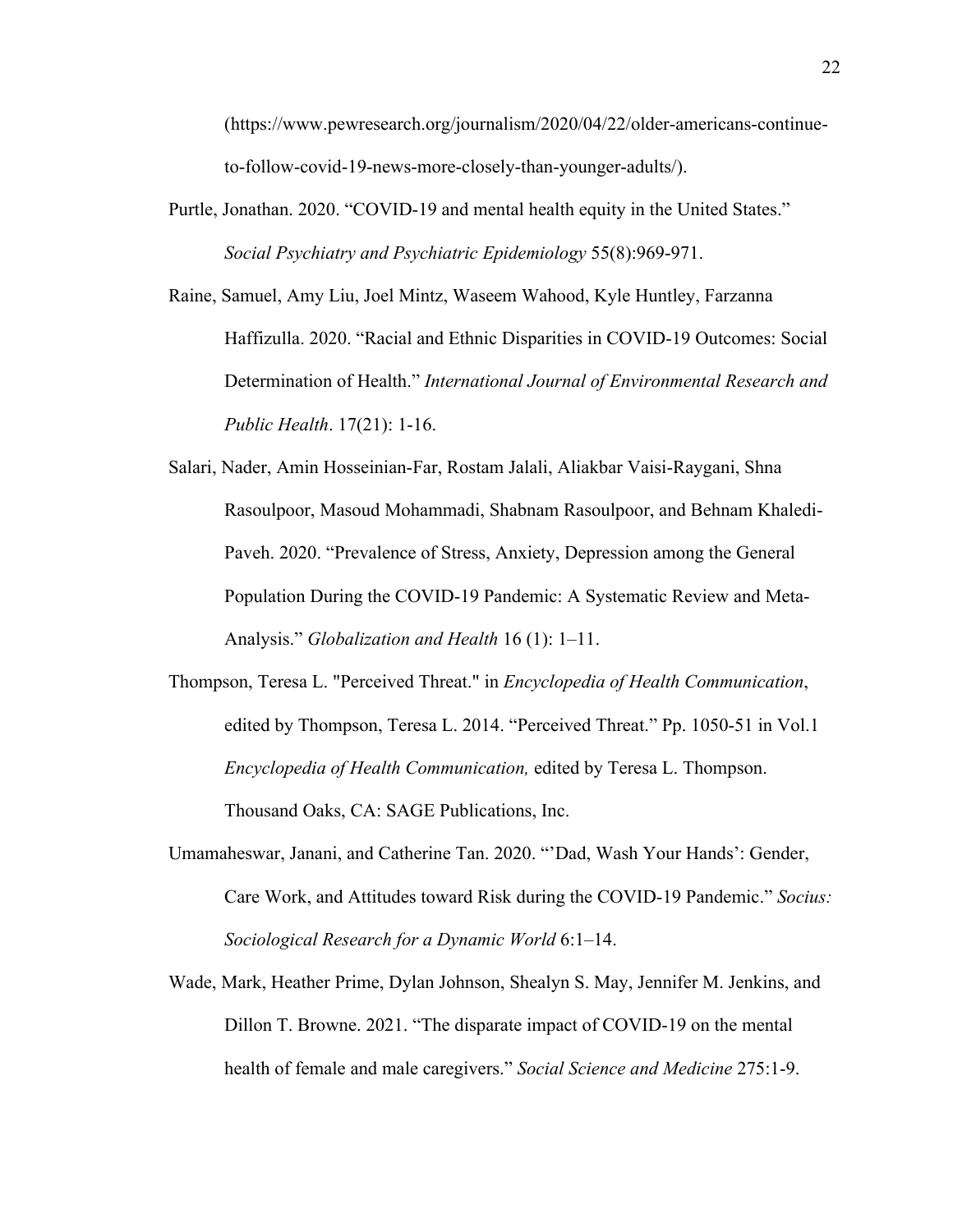(https://www.pewresearch.org/journalism/2020/04/22/older-americans-continue-to-follow-covid-19-news-more-closely-than-younger-adults/).

Purtle, Jonathan. 2020. "COVID-19 and mental health equity in the United States." *Social Psychiatry and Psychiatric Epidemiology* 55(8):969-971.

Raine, Samuel, Amy Liu, Joel Mintz, Waseem Wahood, Kyle Huntley, Farzanna Haffizulla. 2020. "Racial and Ethnic Disparities in COVID-19 Outcomes: Social Determination of Health." *International Journal of Environmental Research and Public Health*. 17(21): 1-16.

Salari, Nader, Amin Hosseinian-Far, Rostam Jalali, Aliakbar Vaisi-Raygani, Shna Rasoulpoor, Masoud Mohammadi, Shabnam Rasoulpoor, and Behnam Khaledi-Paveh. 2020. "Prevalence of Stress, Anxiety, Depression among the General Population During the COVID-19 Pandemic: A Systematic Review and Meta-Analysis." *Globalization and Health* 16 (1): 1–11.

Thompson, Teresa L. "Perceived Threat." in *Encyclopedia of Health Communication*, edited by Thompson, Teresa L. 2014. "Perceived Threat." Pp. 1050-51 in Vol.1 *Encyclopedia of Health Communication,* edited by Teresa L. Thompson. Thousand Oaks, CA: SAGE Publications, Inc.

Umamaheswar, Janani, and Catherine Tan. 2020. "'Dad, Wash Your Hands': Gender, Care Work, and Attitudes toward Risk during the COVID-19 Pandemic." *Socius: Sociological Research for a Dynamic World* 6:1–14.

Wade, Mark, Heather Prime, Dylan Johnson, Shealyn S. May, Jennifer M. Jenkins, and Dillon T. Browne. 2021. "The disparate impact of COVID-19 on the mental health of female and male caregivers." *Social Science and Medicine* 275:1-9.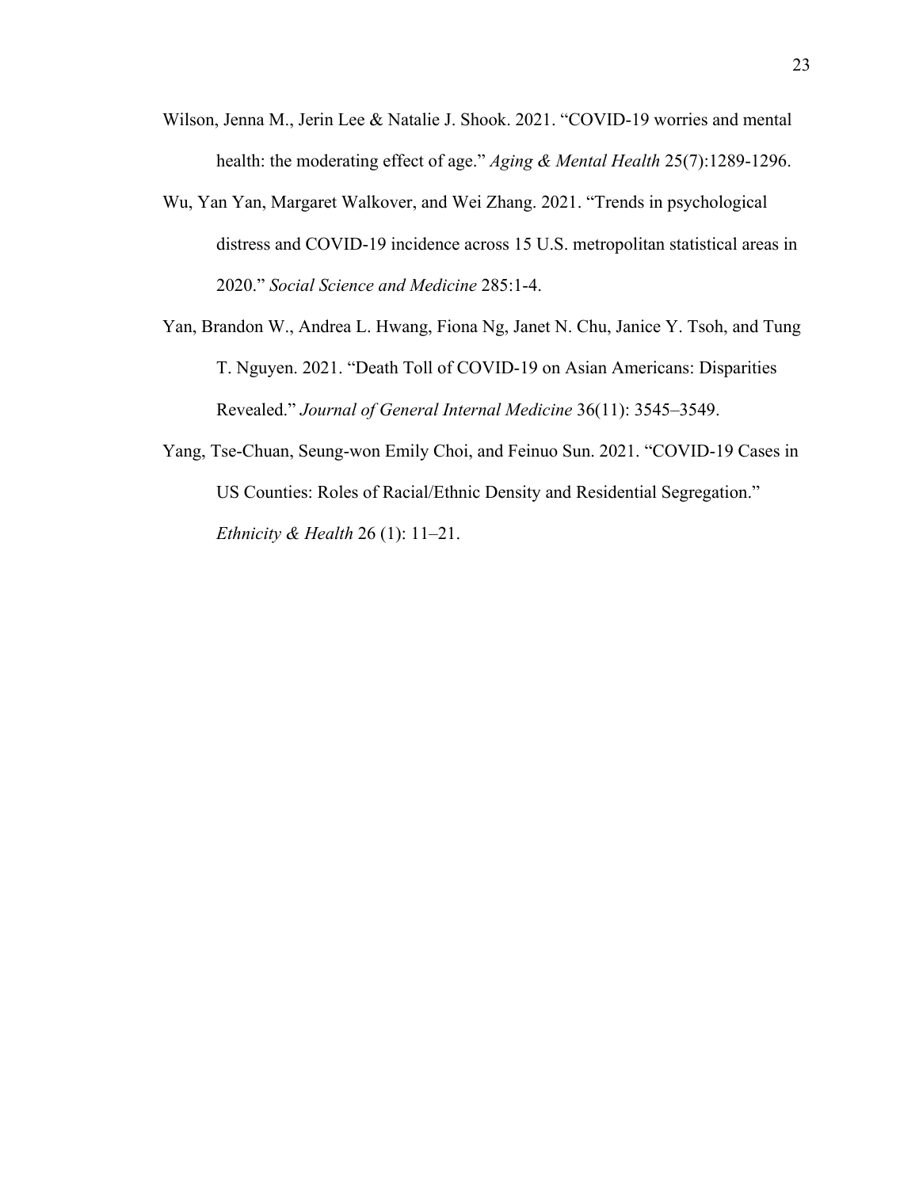Wilson, Jenna M., Jerin Lee & Natalie J. Shook. 2021. "COVID-19 worries and mental health: the moderating effect of age." *Aging & Mental Health* 25(7):1289-1296.

Wu, Yan Yan, Margaret Walkover, and Wei Zhang. 2021. "Trends in psychological distress and COVID-19 incidence across 15 U.S. metropolitan statistical areas in 2020." *Social Science and Medicine* 285:1-4.

Yan, Brandon W., Andrea L. Hwang, Fiona Ng, Janet N. Chu, Janice Y. Tsoh, and Tung T. Nguyen. 2021. "Death Toll of COVID-19 on Asian Americans: Disparities Revealed." *Journal of General Internal Medicine* 36(11): 3545–3549.

Yang, Tse-Chuan, Seung-won Emily Choi, and Feinuo Sun. 2021. "COVID-19 Cases in US Counties: Roles of Racial/Ethnic Density and Residential Segregation." *Ethnicity & Health* 26 (1): 11–21.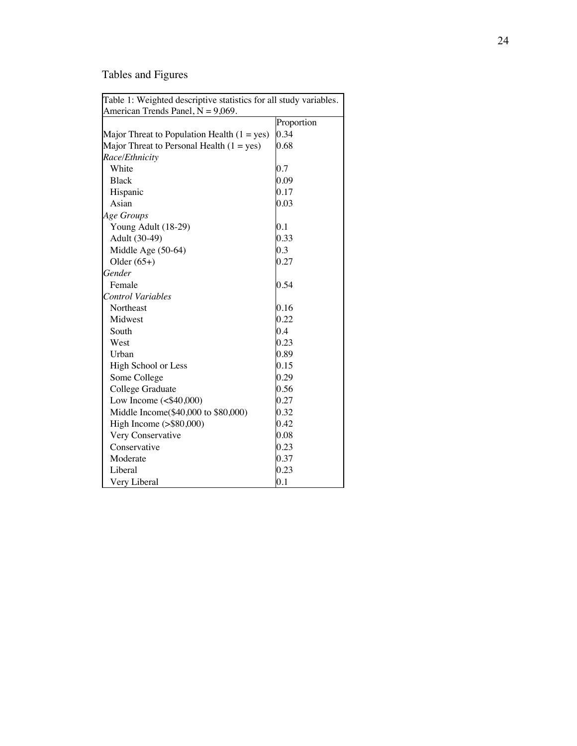## Tables and Figures

Table 1: Weighted descriptive statistics for all study variables. American Trends Panel, N = 9,069.

| | Proportion |
|---|---|
| Major Threat to Population Health (1 = yes) | 0.34 |
| Major Threat to Personal Health (1 = yes) | 0.68 |
| *Race/Ethnicity* | |
| White | 0.7 |
| Black | 0.09 |
| Hispanic | 0.17 |
| Asian | 0.03 |
| *Age Groups* | |
| Young Adult (18-29) | 0.1 |
| Adult (30-49) | 0.33 |
| Middle Age (50-64) | 0.3 |
| Older (65+) | 0.27 |
| *Gender* | |
| Female | 0.54 |
| *Control Variables* | |
| Northeast | 0.16 |
| Midwest | 0.22 |
| South | 0.4 |
| West | 0.23 |
| Urban | 0.89 |
| High School or Less | 0.15 |
| Some College | 0.29 |
| College Graduate | 0.56 |
| Low Income (<$40,000) | 0.27 |
| Middle Income($40,000 to $80,000) | 0.32 |
| High Income (>$80,000) | 0.42 |
| Very Conservative | 0.08 |
| Conservative | 0.23 |
| Moderate | 0.37 |
| Liberal | 0.23 |
| Very Liberal | 0.1 |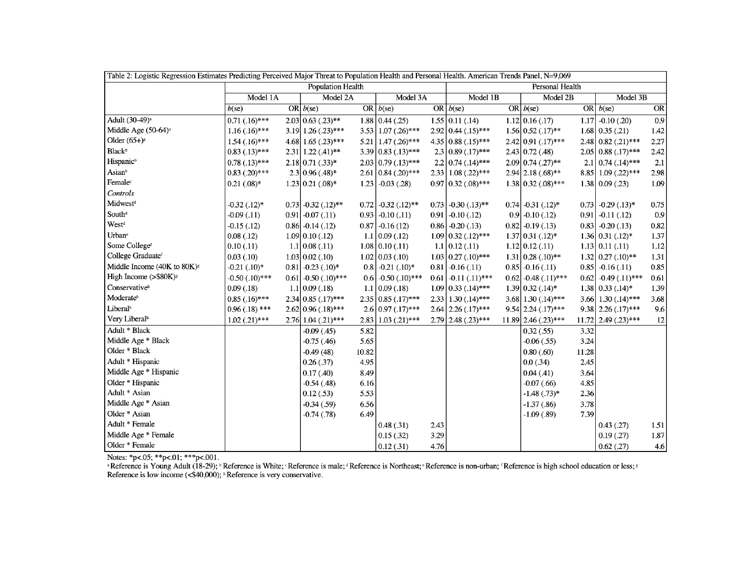Table 2: Logistic Regression Estimates Predicting Perceived Major Threat to Population Health and Personal Health. American Trends Panel, N=9,069

| | Population Health | | | | | | Personal Health | | | | | |
|---|---|---|---|---|---|---|---|---|---|---|---|---|
| | Model 1A | | Model 2A | | Model 3A | | Model 1B | | Model 2B | | Model 3B | |
| | *b*(se) | OR | *b*(se) | OR | *b*(se) | OR | *b*(se) | OR | *b*(se) | OR | *b*(se) | OR |
| Adult (30-49)[a] | 0.71 (.16)*** | 2.03 | 0.63 (.23)** | 1.88 | 0.44 (.25) | 1.55 | 0.11 (.14) | 1.12 | 0.16 (.17) | 1.17 | -0.10 (.20) | 0.9 |
| Middle Age (50-64)[a] | 1.16 (.16)*** | 3.19 | 1.26 (.23)*** | 3.53 | 1.07 (.26)*** | 2.92 | 0.44 (.15)*** | 1.56 | 0.52 (.17)** | 1.68 | 0.35 (.21) | 1.42 |
| Older (65+)[a] | 1.54 (.16)*** | 4.68 | 1.65 (.23)*** | 5.21 | 1.47 (.26)*** | 4.35 | 0.88 (.15)*** | 2.42 | 0.91 (.17)*** | 2.48 | 0.82 (.21)*** | 2.27 |
| Black[b] | 0.83 (.13)*** | 2.31 | 1.22 (.41)** | 3.39 | 0.83 (.13)*** | 2.3 | 0.89 (.17)*** | 2.43 | 0.72 (.48) | 2.05 | 0.88 (.17)*** | 2.42 |
| Hispanic[b] | 0.78 (.13)*** | 2.18 | 0.71 (.33)* | 2.03 | 0.79 (.13)*** | 2.2 | 0.74 (.14)*** | 2.09 | 0.74 (.27)** | 2.1 | 0.74 (.14)*** | 2.1 |
| Asian[b] | 0.83 (.20)*** | 2.3 | 0.96 (.48)* | 2.61 | 0.84 (.20)*** | 2.33 | 1.08 (.22)*** | 2.94 | 2.18 (.68)** | 8.85 | 1.09 (.22)*** | 2.98 |
| Female[c] | 0.21 (.08)* | 1.23 | 0.21 (.08)* | 1.23 | -0.03 (.28) | 0.97 | 0.32 (.08)*** | 1.38 | 0.32 (.08)*** | 1.38 | 0.09 (.23) | 1.09 |
| *Controls* | | | | | | | | | | | | |
| Midwest[d] | -0.32 (.12)* | 0.73 | -0.32 (.12)** | 0.72 | -0.32 (.12)** | 0.73 | -0.30 (.13)** | 0.74 | -0.31 (.12)* | 0.73 | -0.29 (.13)* | 0.75 |
| South[d] | -0.09 (.11) | 0.91 | -0.07 (.11) | 0.93 | -0.10 (.11) | 0.91 | -0.10 (.12) | 0.9 | -0.10 (.12) | 0.91 | -0.11 (.12) | 0.9 |
| West[d] | -0.15 (.12) | 0.86 | -0.14 (.12) | 0.87 | -0.16 (12) | 0.86 | -0.20 (.13) | 0.82 | -0.19 (.13) | 0.83 | -0.20 (.13) | 0.82 |
| Urban[e] | 0.08 (.12) | 1.09 | 0.10 (.12) | 1.1 | 0.09 (.12) | 1.09 | 0.32 (.12)*** | 1.37 | 0.31 (.12)* | 1.36 | 0.31 (.12)* | 1.37 |
| Some College[f] | 0.10 (.11) | 1.1 | 0.08 (.11) | 1.08 | 0.10 (.11) | 1.1 | 0.12 (.11) | 1.12 | 0.12 (.11) | 1.13 | 0.11 (.11) | 1.12 |
| College Graduate[f] | 0.03 (.10) | 1.03 | 0.02 (.10) | 1.02 | 0.03 (.10) | 1.03 | 0.27 (.10)*** | 1.31 | 0.28 (.10)** | 1.32 | 0.27 (.10)** | 1.31 |
| Middle Income (40K to 80K)[g] | -0.21 (.10)* | 0.81 | -0.23 (.10)* | 0.8 | -0.21 (.10)* | 0.81 | -0.16 (.11) | 0.85 | -0.16 (.11) | 0.85 | -0.16 (.11) | 0.85 |
| High Income (>$80K)[g] | -0.50 (.10)*** | 0.61 | -0.50 (.10)*** | 0.6 | -0.50 (.10)*** | 0.61 | -0.11 (.11)*** | 0.62 | -0.48 (.11)*** | 0.62 | -0.49 (.11)*** | 0.61 |
| Conservative[h] | 0.09 (.18) | 1.1 | 0.09 (.18) | 1.1 | 0.09 (.18) | 1.09 | 0.33 (.14)*** | 1.39 | 0.32 (.14)* | 1.38 | 0.33 (.14)* | 1.39 |
| Moderate[h] | 0.85 (.16)*** | 2.34 | 0.85 (.17)*** | 2.35 | 0.85 (.17)*** | 2.33 | 1.30 (.14)*** | 3.68 | 1.30 (.14)*** | 3.66 | 1.30 (.14)*** | 3.68 |
| Liberal[h] | 0.96 (.18) *** | 2.62 | 0.96 (.18)*** | 2.6 | 0.97 (.17)*** | 2.64 | 2.26 (.17)*** | 9.54 | 2.24 (.17)*** | 9.38 | 2.26 (.17)*** | 9.6 |
| Very Liberal[h] | 1.02 (.21)*** | 2.76 | 1.04 (.21)*** | 2.83 | 1.03 (.21)*** | 2.79 | 2.48 (.23)*** | 11.89 | 2.46 (.23)*** | 11.72 | 2.49 (.23)*** | 12 |
| Adult * Black | | | -0.09 (.45) | 5.82 | | | | | 0.32 (.55) | 3.32 | | |
| Middle Age * Black | | | -0.75 (.46) | 5.65 | | | | | -0.06 (.55) | 3.24 | | |
| Older * Black | | | -0.49 (48) | 10.82 | | | | | 0.80 (.60) | 11.28 | | |
| Adult * Hispanic | | | 0.26 (.37) | 4.95 | | | | | 0.0 (.34) | 2.45 | | |
| Middle Age * Hispanic | | | 0.17 (.40) | 8.49 | | | | | 0.04 (.41) | 3.64 | | |
| Older * Hispanic | | | -0.54 (.48) | 6.16 | | | | | -0.07 (.66) | 4.85 | | |
| Adult * Asian | | | 0.12 (.53) | 5.53 | | | | | -1.48 (.73)* | 2.36 | | |
| Middle Age * Asian | | | -0.34 (.59) | 6.56 | | | | | -1.37 (.86) | 3.78 | | |
| Older * Asian | | | -0.74 (.78) | 6.49 | | | | | -1.09 (.89) | 7.39 | | |
| Adult * Female | | | | | 0.48 (.31) | 2.43 | | | | | 0.43 (.27) | 1.51 |
| Middle Age * Female | | | | | 0.15 (.32) | 3.29 | | | | | 0.19 (.27) | 1.87 |
| Older * Female | | | | | 0.12 (.31) | 4.76 | | | | | 0.62 (.27) | 4.6 |

Notes: *p<.05; **p<.01; ***p<.001.

[a] Reference is Young Adult (18-29); [b] Reference is White; [c] Reference is male; [d] Reference is Northeast; [e] Reference is non-urban; [f] Reference is high school education or less; [g] Reference is low income (<$40,000); [h] Reference is very conservative.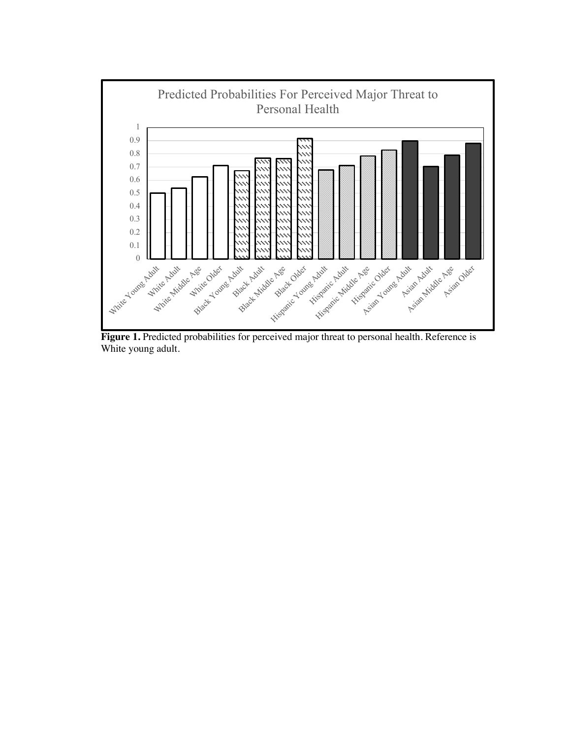Predicted Probabilities For Perceived Major Threat to Personal Health

**Figure 1.** Predicted probabilities for perceived major threat to personal health. Reference is White young adult.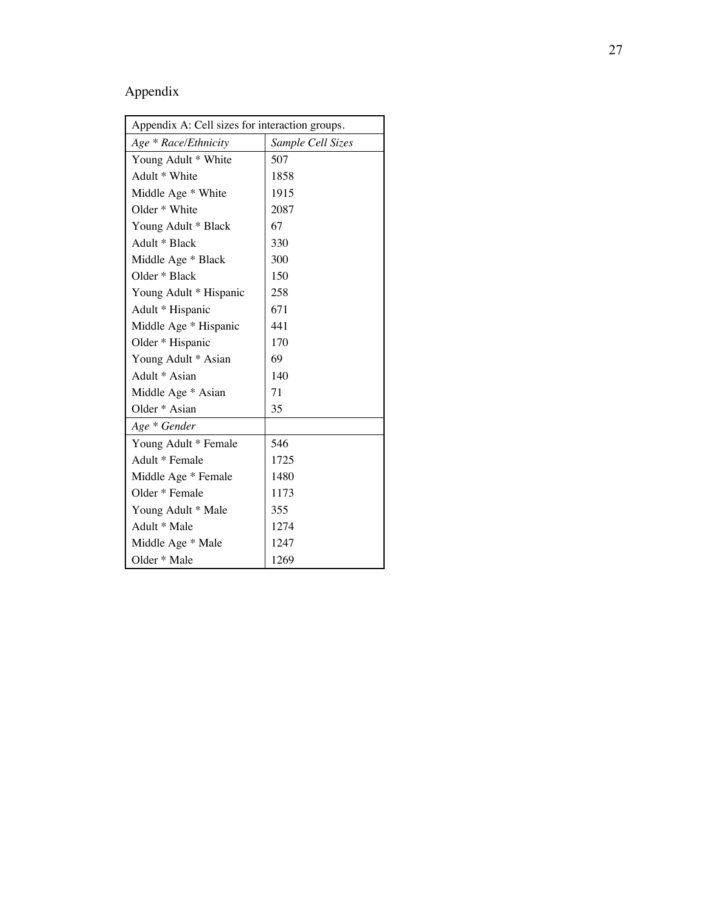# Appendix

| Appendix A: Cell sizes for interaction groups. | |
|---|---|
| *Age * Race/Ethnicity* | *Sample Cell Sizes* |
| Young Adult * White | 507 |
| Adult * White | 1858 |
| Middle Age * White | 1915 |
| Older * White | 2087 |
| Young Adult * Black | 67 |
| Adult * Black | 330 |
| Middle Age * Black | 300 |
| Older * Black | 150 |
| Young Adult * Hispanic | 258 |
| Adult * Hispanic | 671 |
| Middle Age * Hispanic | 441 |
| Older * Hispanic | 170 |
| Young Adult * Asian | 69 |
| Adult * Asian | 140 |
| Middle Age * Asian | 71 |
| Older * Asian | 35 |
| *Age * Gender* | |
| Young Adult * Female | 546 |
| Adult * Female | 1725 |
| Middle Age * Female | 1480 |
| Older * Female | 1173 |
| Young Adult * Male | 355 |
| Adult * Male | 1274 |
| Middle Age * Male | 1247 |
| Older * Male | 1269 |